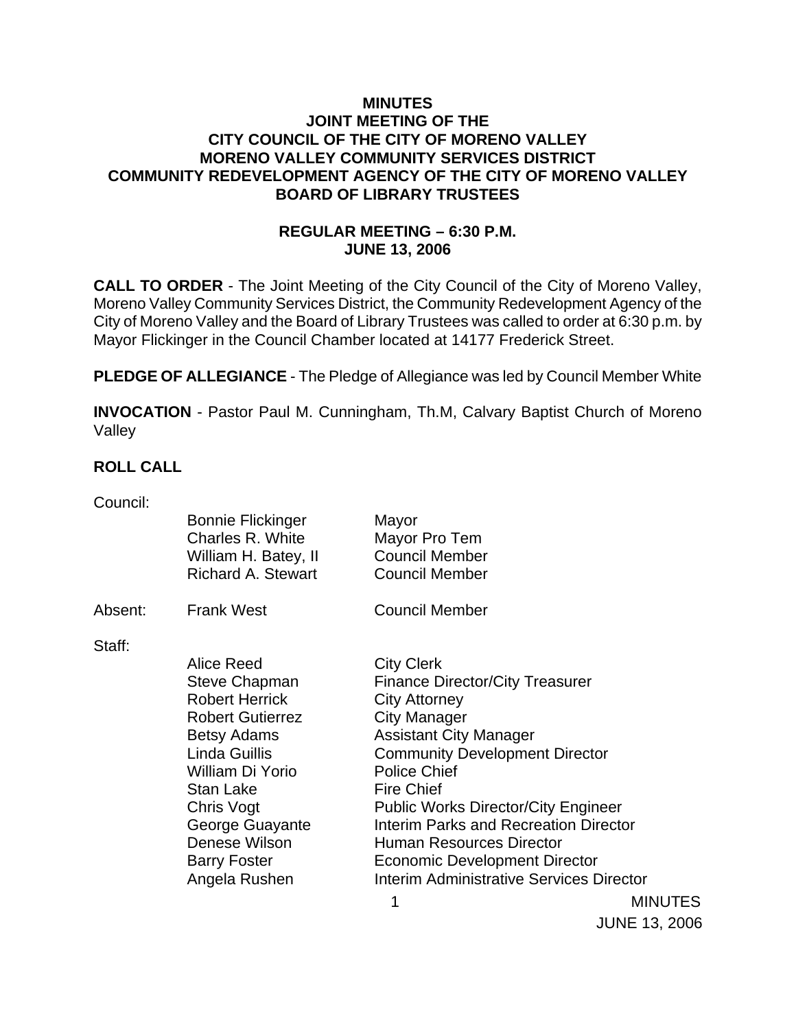# MINUTES
## JOINT MEETING OF THE
## CITY COUNCIL OF THE CITY OF MORENO VALLEY
## MORENO VALLEY COMMUNITY SERVICES DISTRICT
## COMMUNITY REDEVELOPMENT AGENCY OF THE CITY OF MORENO VALLEY
## BOARD OF LIBRARY TRUSTEES

### REGULAR MEETING – 6:30 P.M.
### JUNE 13, 2006

**CALL TO ORDER** - The Joint Meeting of the City Council of the City of Moreno Valley, Moreno Valley Community Services District, the Community Redevelopment Agency of the City of Moreno Valley and the Board of Library Trustees was called to order at 6:30 p.m. by Mayor Flickinger in the Council Chamber located at 14177 Frederick Street.

**PLEDGE OF ALLEGIANCE** - The Pledge of Allegiance was led by Council Member White

**INVOCATION** - Pastor Paul M. Cunningham, Th.M, Calvary Baptist Church of Moreno Valley

**ROLL CALL**

| | | |
|---|---|---|
| Council: | | |
| | Bonnie Flickinger | Mayor |
| | Charles R. White | Mayor Pro Tem |
| | William H. Batey, II | Council Member |
| | Richard A. Stewart | Council Member |
| Absent: | Frank West | Council Member |
| Staff: | | |
| | Alice Reed | City Clerk |
| | Steve Chapman | Finance Director/City Treasurer |
| | Robert Herrick | City Attorney |
| | Robert Gutierrez | City Manager |
| | Betsy Adams | Assistant City Manager |
| | Linda Guillis | Community Development Director |
| | William Di Yorio | Police Chief |
| | Stan Lake | Fire Chief |
| | Chris Vogt | Public Works Director/City Engineer |
| | George Guayante | Interim Parks and Recreation Director |
| | Denese Wilson | Human Resources Director |
| | Barry Foster | Economic Development Director |
| | Angela Rushen | Interim Administrative Services Director |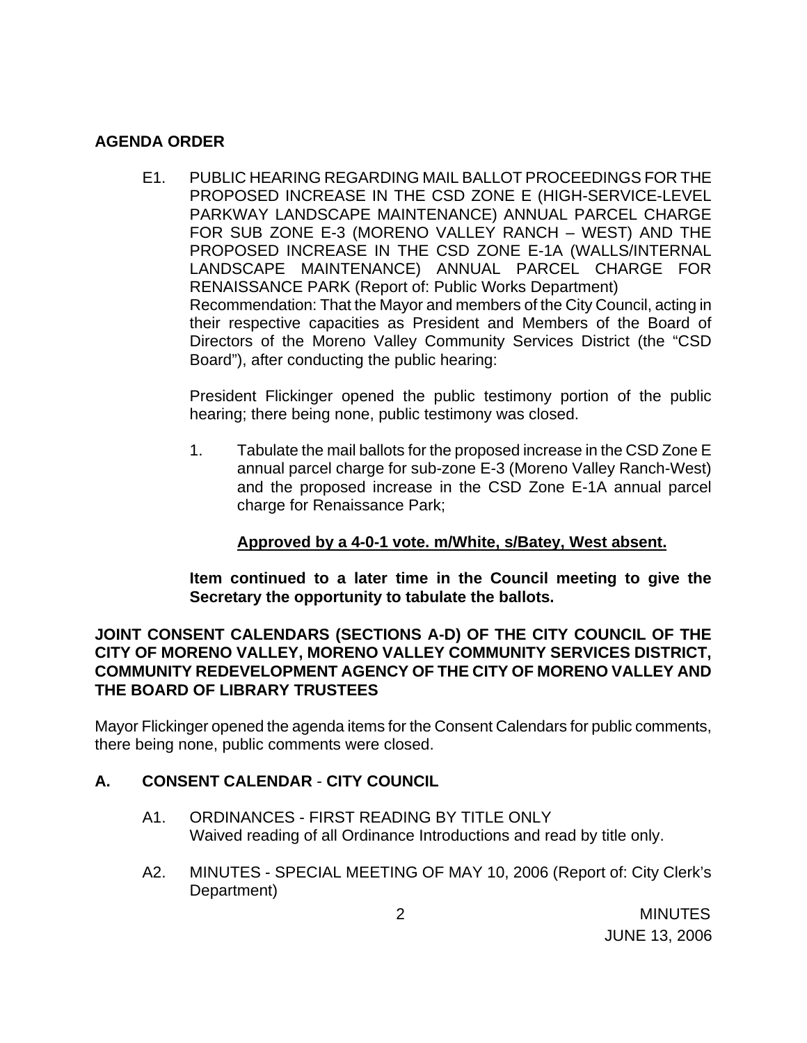## AGENDA ORDER

E1. PUBLIC HEARING REGARDING MAIL BALLOT PROCEEDINGS FOR THE PROPOSED INCREASE IN THE CSD ZONE E (HIGH-SERVICE-LEVEL PARKWAY LANDSCAPE MAINTENANCE) ANNUAL PARCEL CHARGE FOR SUB ZONE E-3 (MORENO VALLEY RANCH – WEST) AND THE PROPOSED INCREASE IN THE CSD ZONE E-1A (WALLS/INTERNAL LANDSCAPE MAINTENANCE) ANNUAL PARCEL CHARGE FOR RENAISSANCE PARK (Report of: Public Works Department)
Recommendation: That the Mayor and members of the City Council, acting in their respective capacities as President and Members of the Board of Directors of the Moreno Valley Community Services District (the "CSD Board"), after conducting the public hearing:

President Flickinger opened the public testimony portion of the public hearing; there being none, public testimony was closed.

1. Tabulate the mail ballots for the proposed increase in the CSD Zone E annual parcel charge for sub-zone E-3 (Moreno Valley Ranch-West) and the proposed increase in the CSD Zone E-1A annual parcel charge for Renaissance Park;

**Approved by a 4-0-1 vote. m/White, s/Batey, West absent.**

**Item continued to a later time in the Council meeting to give the Secretary the opportunity to tabulate the ballots.**

## JOINT CONSENT CALENDARS (SECTIONS A-D) OF THE CITY COUNCIL OF THE CITY OF MORENO VALLEY, MORENO VALLEY COMMUNITY SERVICES DISTRICT, COMMUNITY REDEVELOPMENT AGENCY OF THE CITY OF MORENO VALLEY AND THE BOARD OF LIBRARY TRUSTEES

Mayor Flickinger opened the agenda items for the Consent Calendars for public comments, there being none, public comments were closed.

## A. CONSENT CALENDAR - CITY COUNCIL

A1. ORDINANCES - FIRST READING BY TITLE ONLY
Waived reading of all Ordinance Introductions and read by title only.

A2. MINUTES - SPECIAL MEETING OF MAY 10, 2006 (Report of: City Clerk's Department)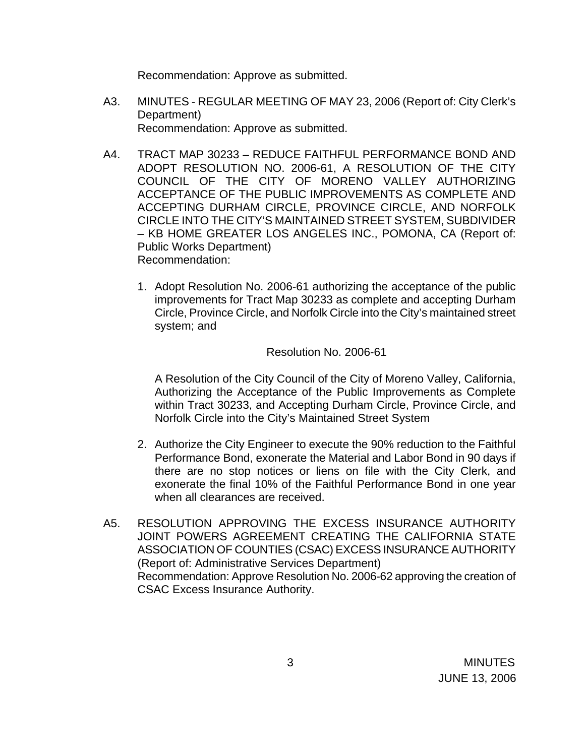Recommendation: Approve as submitted.

A3. MINUTES - REGULAR MEETING OF MAY 23, 2006 (Report of: City Clerk's Department)
Recommendation: Approve as submitted.

A4. TRACT MAP 30233 – REDUCE FAITHFUL PERFORMANCE BOND AND ADOPT RESOLUTION NO. 2006-61, A RESOLUTION OF THE CITY COUNCIL OF THE CITY OF MORENO VALLEY AUTHORIZING ACCEPTANCE OF THE PUBLIC IMPROVEMENTS AS COMPLETE AND ACCEPTING DURHAM CIRCLE, PROVINCE CIRCLE, AND NORFOLK CIRCLE INTO THE CITY'S MAINTAINED STREET SYSTEM, SUBDIVIDER – KB HOME GREATER LOS ANGELES INC., POMONA, CA (Report of: Public Works Department)
Recommendation:

1. Adopt Resolution No. 2006-61 authorizing the acceptance of the public improvements for Tract Map 30233 as complete and accepting Durham Circle, Province Circle, and Norfolk Circle into the City's maintained street system; and

   Resolution No. 2006-61

   A Resolution of the City Council of the City of Moreno Valley, California, Authorizing the Acceptance of the Public Improvements as Complete within Tract 30233, and Accepting Durham Circle, Province Circle, and Norfolk Circle into the City's Maintained Street System

2. Authorize the City Engineer to execute the 90% reduction to the Faithful Performance Bond, exonerate the Material and Labor Bond in 90 days if there are no stop notices or liens on file with the City Clerk, and exonerate the final 10% of the Faithful Performance Bond in one year when all clearances are received.

A5. RESOLUTION APPROVING THE EXCESS INSURANCE AUTHORITY JOINT POWERS AGREEMENT CREATING THE CALIFORNIA STATE ASSOCIATION OF COUNTIES (CSAC) EXCESS INSURANCE AUTHORITY (Report of: Administrative Services Department)
Recommendation: Approve Resolution No. 2006-62 approving the creation of CSAC Excess Insurance Authority.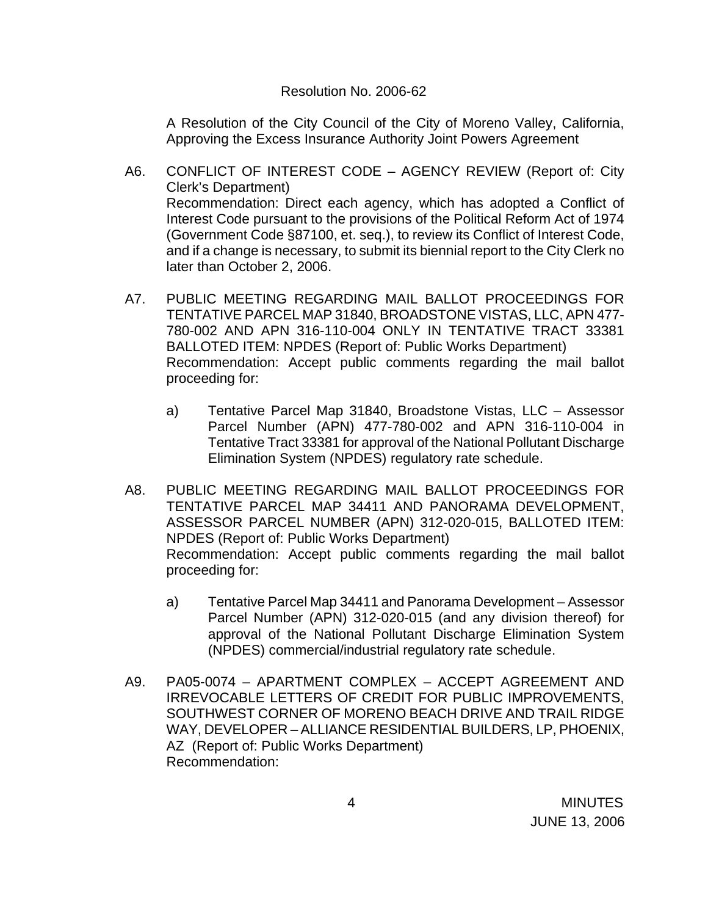Resolution No. 2006-62

A Resolution of the City Council of the City of Moreno Valley, California, Approving the Excess Insurance Authority Joint Powers Agreement

A6. CONFLICT OF INTEREST CODE – AGENCY REVIEW (Report of: City Clerk's Department)
Recommendation: Direct each agency, which has adopted a Conflict of Interest Code pursuant to the provisions of the Political Reform Act of 1974 (Government Code §87100, et. seq.), to review its Conflict of Interest Code, and if a change is necessary, to submit its biennial report to the City Clerk no later than October 2, 2006.

A7. PUBLIC MEETING REGARDING MAIL BALLOT PROCEEDINGS FOR TENTATIVE PARCEL MAP 31840, BROADSTONE VISTAS, LLC, APN 477-780-002 AND APN 316-110-004 ONLY IN TENTATIVE TRACT 33381 BALLOTED ITEM: NPDES (Report of: Public Works Department)
Recommendation: Accept public comments regarding the mail ballot proceeding for:

a) Tentative Parcel Map 31840, Broadstone Vistas, LLC – Assessor Parcel Number (APN) 477-780-002 and APN 316-110-004 in Tentative Tract 33381 for approval of the National Pollutant Discharge Elimination System (NPDES) regulatory rate schedule.

A8. PUBLIC MEETING REGARDING MAIL BALLOT PROCEEDINGS FOR TENTATIVE PARCEL MAP 34411 AND PANORAMA DEVELOPMENT, ASSESSOR PARCEL NUMBER (APN) 312-020-015, BALLOTED ITEM: NPDES (Report of: Public Works Department)
Recommendation: Accept public comments regarding the mail ballot proceeding for:

a) Tentative Parcel Map 34411 and Panorama Development – Assessor Parcel Number (APN) 312-020-015 (and any division thereof) for approval of the National Pollutant Discharge Elimination System (NPDES) commercial/industrial regulatory rate schedule.

A9. PA05-0074 – APARTMENT COMPLEX – ACCEPT AGREEMENT AND IRREVOCABLE LETTERS OF CREDIT FOR PUBLIC IMPROVEMENTS, SOUTHWEST CORNER OF MORENO BEACH DRIVE AND TRAIL RIDGE WAY, DEVELOPER – ALLIANCE RESIDENTIAL BUILDERS, LP, PHOENIX, AZ (Report of: Public Works Department)
Recommendation: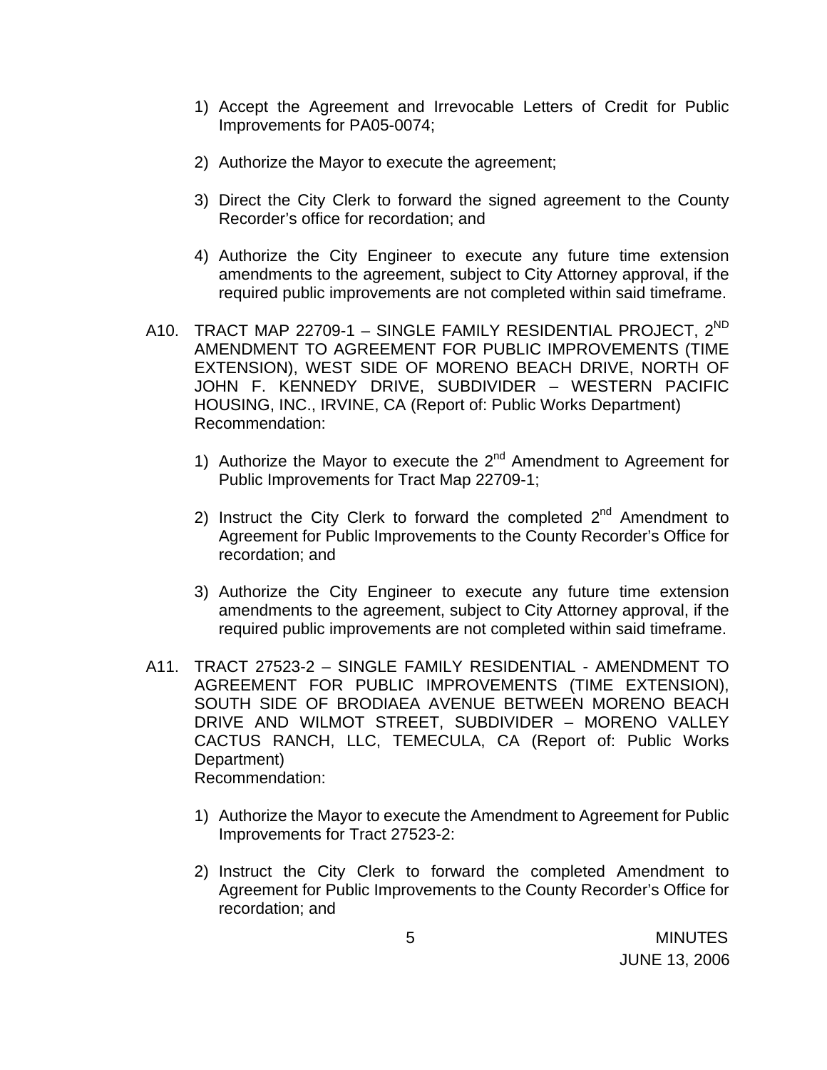1) Accept the Agreement and Irrevocable Letters of Credit for Public Improvements for PA05-0074;

2) Authorize the Mayor to execute the agreement;

3) Direct the City Clerk to forward the signed agreement to the County Recorder's office for recordation; and

4) Authorize the City Engineer to execute any future time extension amendments to the agreement, subject to City Attorney approval, if the required public improvements are not completed within said timeframe.

A10. TRACT MAP 22709-1 – SINGLE FAMILY RESIDENTIAL PROJECT, 2ND AMENDMENT TO AGREEMENT FOR PUBLIC IMPROVEMENTS (TIME EXTENSION), WEST SIDE OF MORENO BEACH DRIVE, NORTH OF JOHN F. KENNEDY DRIVE, SUBDIVIDER – WESTERN PACIFIC HOUSING, INC., IRVINE, CA (Report of: Public Works Department)
Recommendation:

1) Authorize the Mayor to execute the 2nd Amendment to Agreement for Public Improvements for Tract Map 22709-1;

2) Instruct the City Clerk to forward the completed 2nd Amendment to Agreement for Public Improvements to the County Recorder's Office for recordation; and

3) Authorize the City Engineer to execute any future time extension amendments to the agreement, subject to City Attorney approval, if the required public improvements are not completed within said timeframe.

A11. TRACT 27523-2 – SINGLE FAMILY RESIDENTIAL - AMENDMENT TO AGREEMENT FOR PUBLIC IMPROVEMENTS (TIME EXTENSION), SOUTH SIDE OF BRODIAEA AVENUE BETWEEN MORENO BEACH DRIVE AND WILMOT STREET, SUBDIVIDER – MORENO VALLEY CACTUS RANCH, LLC, TEMECULA, CA (Report of: Public Works Department)
Recommendation:

1) Authorize the Mayor to execute the Amendment to Agreement for Public Improvements for Tract 27523-2:

2) Instruct the City Clerk to forward the completed Amendment to Agreement for Public Improvements to the County Recorder's Office for recordation; and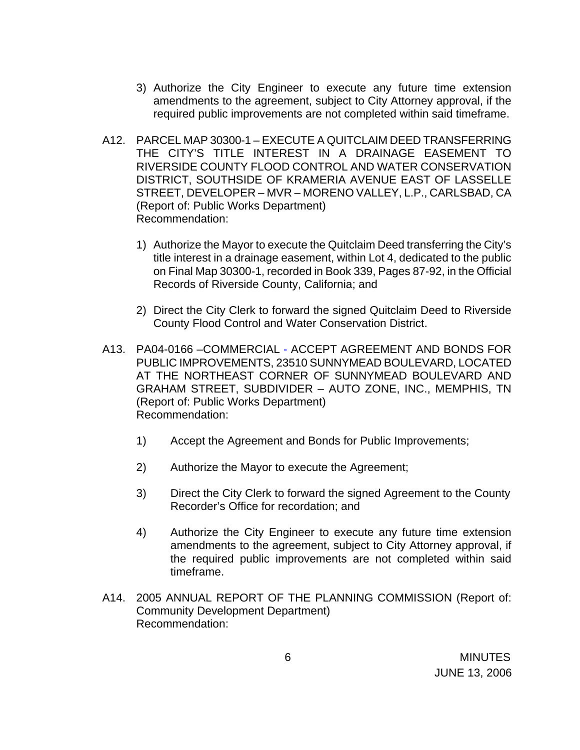3) Authorize the City Engineer to execute any future time extension amendments to the agreement, subject to City Attorney approval, if the required public improvements are not completed within said timeframe.

A12. PARCEL MAP 30300-1 – EXECUTE A QUITCLAIM DEED TRANSFERRING THE CITY'S TITLE INTEREST IN A DRAINAGE EASEMENT TO RIVERSIDE COUNTY FLOOD CONTROL AND WATER CONSERVATION DISTRICT, SOUTHSIDE OF KRAMERIA AVENUE EAST OF LASSELLE STREET, DEVELOPER – MVR – MORENO VALLEY, L.P., CARLSBAD, CA (Report of: Public Works Department)
Recommendation:

1) Authorize the Mayor to execute the Quitclaim Deed transferring the City's title interest in a drainage easement, within Lot 4, dedicated to the public on Final Map 30300-1, recorded in Book 339, Pages 87-92, in the Official Records of Riverside County, California; and

2) Direct the City Clerk to forward the signed Quitclaim Deed to Riverside County Flood Control and Water Conservation District.

A13. PA04-0166 –COMMERCIAL - ACCEPT AGREEMENT AND BONDS FOR PUBLIC IMPROVEMENTS, 23510 SUNNYMEAD BOULEVARD, LOCATED AT THE NORTHEAST CORNER OF SUNNYMEAD BOULEVARD AND GRAHAM STREET, SUBDIVIDER – AUTO ZONE, INC., MEMPHIS, TN (Report of: Public Works Department)
Recommendation:

1) Accept the Agreement and Bonds for Public Improvements;

2) Authorize the Mayor to execute the Agreement;

3) Direct the City Clerk to forward the signed Agreement to the County Recorder's Office for recordation; and

4) Authorize the City Engineer to execute any future time extension amendments to the agreement, subject to City Attorney approval, if the required public improvements are not completed within said timeframe.

A14. 2005 ANNUAL REPORT OF THE PLANNING COMMISSION (Report of: Community Development Department)
Recommendation: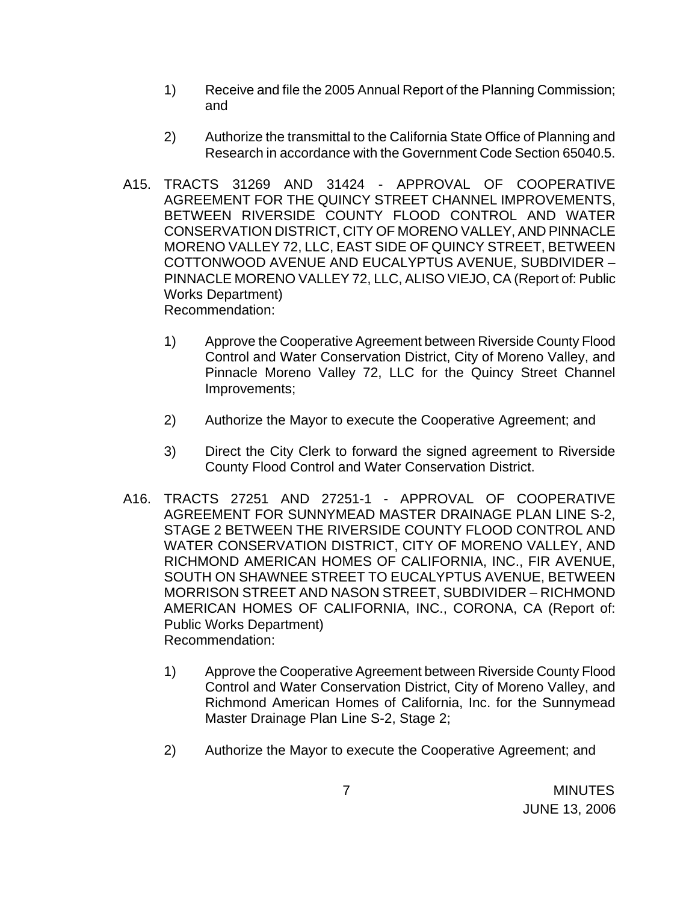1) Receive and file the 2005 Annual Report of the Planning Commission; and

2) Authorize the transmittal to the California State Office of Planning and Research in accordance with the Government Code Section 65040.5.

A15. TRACTS 31269 AND 31424 - APPROVAL OF COOPERATIVE AGREEMENT FOR THE QUINCY STREET CHANNEL IMPROVEMENTS, BETWEEN RIVERSIDE COUNTY FLOOD CONTROL AND WATER CONSERVATION DISTRICT, CITY OF MORENO VALLEY, AND PINNACLE MORENO VALLEY 72, LLC, EAST SIDE OF QUINCY STREET, BETWEEN COTTONWOOD AVENUE AND EUCALYPTUS AVENUE, SUBDIVIDER – PINNACLE MORENO VALLEY 72, LLC, ALISO VIEJO, CA (Report of: Public Works Department)
Recommendation:

1) Approve the Cooperative Agreement between Riverside County Flood Control and Water Conservation District, City of Moreno Valley, and Pinnacle Moreno Valley 72, LLC for the Quincy Street Channel Improvements;

2) Authorize the Mayor to execute the Cooperative Agreement; and

3) Direct the City Clerk to forward the signed agreement to Riverside County Flood Control and Water Conservation District.

A16. TRACTS 27251 AND 27251-1 - APPROVAL OF COOPERATIVE AGREEMENT FOR SUNNYMEAD MASTER DRAINAGE PLAN LINE S-2, STAGE 2 BETWEEN THE RIVERSIDE COUNTY FLOOD CONTROL AND WATER CONSERVATION DISTRICT, CITY OF MORENO VALLEY, AND RICHMOND AMERICAN HOMES OF CALIFORNIA, INC., FIR AVENUE, SOUTH ON SHAWNEE STREET TO EUCALYPTUS AVENUE, BETWEEN MORRISON STREET AND NASON STREET, SUBDIVIDER – RICHMOND AMERICAN HOMES OF CALIFORNIA, INC., CORONA, CA (Report of: Public Works Department)
Recommendation:

1) Approve the Cooperative Agreement between Riverside County Flood Control and Water Conservation District, City of Moreno Valley, and Richmond American Homes of California, Inc. for the Sunnymead Master Drainage Plan Line S-2, Stage 2;

2) Authorize the Mayor to execute the Cooperative Agreement; and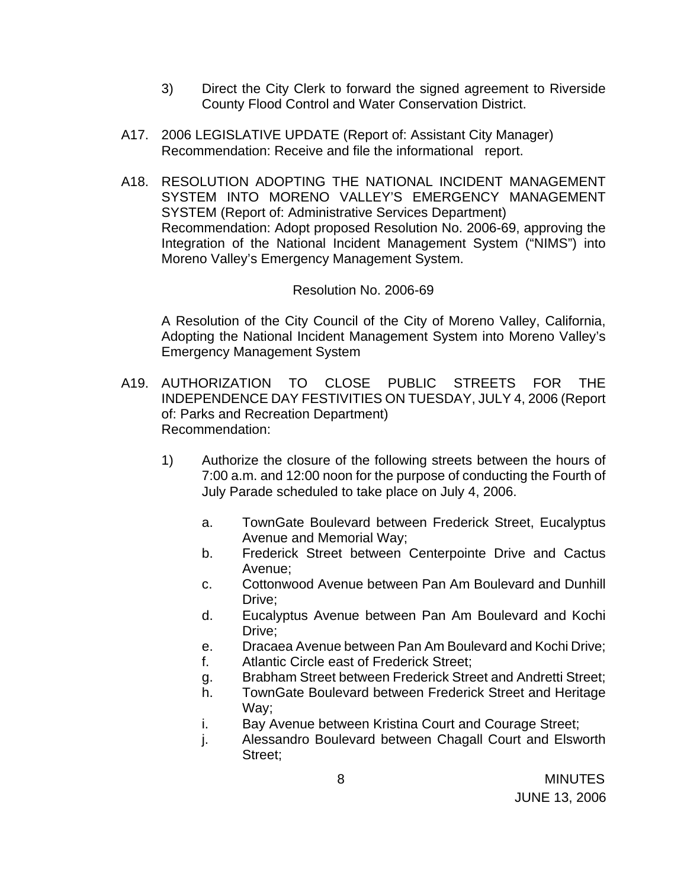3) Direct the City Clerk to forward the signed agreement to Riverside County Flood Control and Water Conservation District.

A17. 2006 LEGISLATIVE UPDATE (Report of: Assistant City Manager) Recommendation: Receive and file the informational report.

A18. RESOLUTION ADOPTING THE NATIONAL INCIDENT MANAGEMENT SYSTEM INTO MORENO VALLEY'S EMERGENCY MANAGEMENT SYSTEM (Report of: Administrative Services Department) Recommendation: Adopt proposed Resolution No. 2006-69, approving the Integration of the National Incident Management System ("NIMS") into Moreno Valley's Emergency Management System.

Resolution No. 2006-69

A Resolution of the City Council of the City of Moreno Valley, California, Adopting the National Incident Management System into Moreno Valley's Emergency Management System

A19. AUTHORIZATION TO CLOSE PUBLIC STREETS FOR THE INDEPENDENCE DAY FESTIVITIES ON TUESDAY, JULY 4, 2006 (Report of: Parks and Recreation Department) Recommendation:

1) Authorize the closure of the following streets between the hours of 7:00 a.m. and 12:00 noon for the purpose of conducting the Fourth of July Parade scheduled to take place on July 4, 2006.

   a. TownGate Boulevard between Frederick Street, Eucalyptus Avenue and Memorial Way;
   b. Frederick Street between Centerpointe Drive and Cactus Avenue;
   c. Cottonwood Avenue between Pan Am Boulevard and Dunhill Drive;
   d. Eucalyptus Avenue between Pan Am Boulevard and Kochi Drive;
   e. Dracaea Avenue between Pan Am Boulevard and Kochi Drive;
   f. Atlantic Circle east of Frederick Street;
   g. Brabham Street between Frederick Street and Andretti Street;
   h. TownGate Boulevard between Frederick Street and Heritage Way;
   i. Bay Avenue between Kristina Court and Courage Street;
   j. Alessandro Boulevard between Chagall Court and Elsworth Street;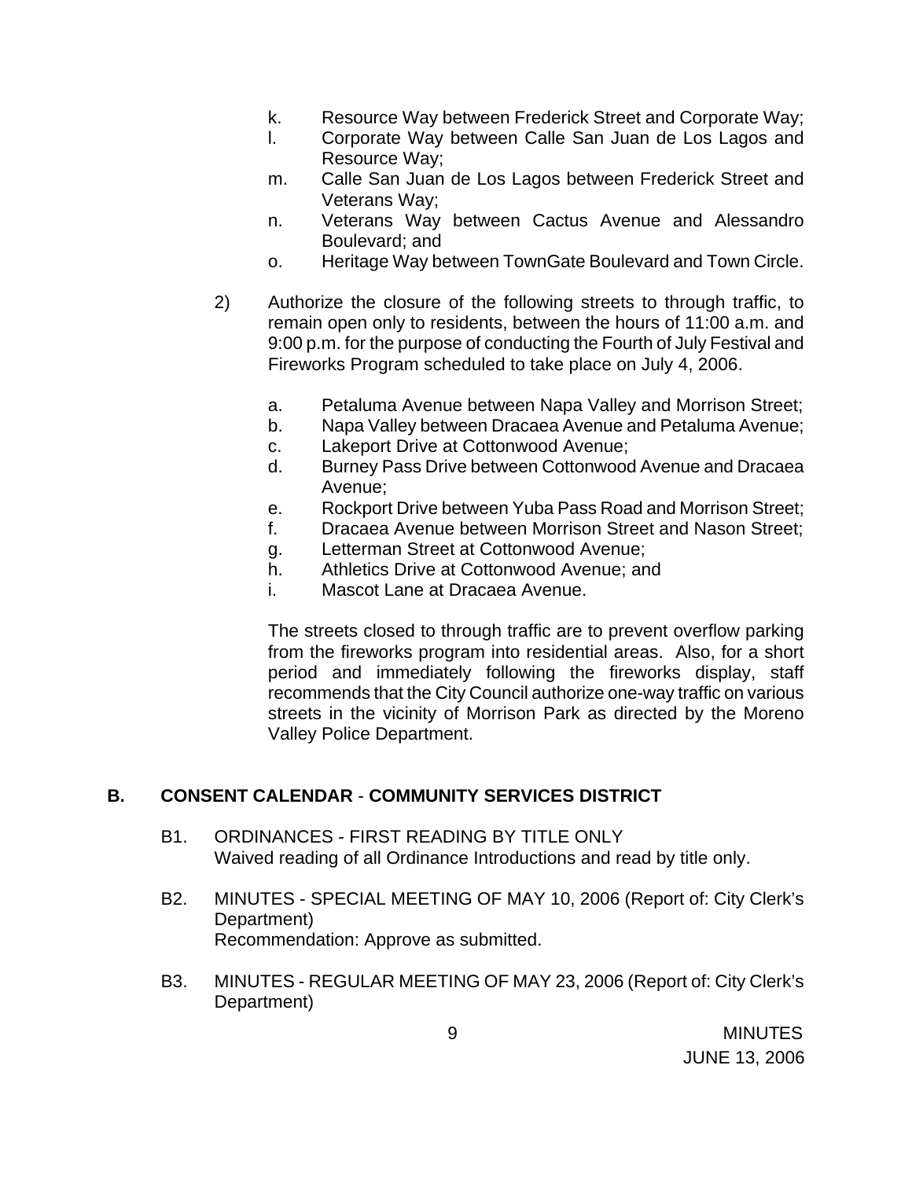k. Resource Way between Frederick Street and Corporate Way;
l. Corporate Way between Calle San Juan de Los Lagos and Resource Way;
m. Calle San Juan de Los Lagos between Frederick Street and Veterans Way;
n. Veterans Way between Cactus Avenue and Alessandro Boulevard; and
o. Heritage Way between TownGate Boulevard and Town Circle.

2) Authorize the closure of the following streets to through traffic, to remain open only to residents, between the hours of 11:00 a.m. and 9:00 p.m. for the purpose of conducting the Fourth of July Festival and Fireworks Program scheduled to take place on July 4, 2006.

a. Petaluma Avenue between Napa Valley and Morrison Street;
b. Napa Valley between Dracaea Avenue and Petaluma Avenue;
c. Lakeport Drive at Cottonwood Avenue;
d. Burney Pass Drive between Cottonwood Avenue and Dracaea Avenue;
e. Rockport Drive between Yuba Pass Road and Morrison Street;
f. Dracaea Avenue between Morrison Street and Nason Street;
g. Letterman Street at Cottonwood Avenue;
h. Athletics Drive at Cottonwood Avenue; and
i. Mascot Lane at Dracaea Avenue.

The streets closed to through traffic are to prevent overflow parking from the fireworks program into residential areas. Also, for a short period and immediately following the fireworks display, staff recommends that the City Council authorize one-way traffic on various streets in the vicinity of Morrison Park as directed by the Moreno Valley Police Department.

## B. CONSENT CALENDAR - COMMUNITY SERVICES DISTRICT

B1. ORDINANCES - FIRST READING BY TITLE ONLY
Waived reading of all Ordinance Introductions and read by title only.

B2. MINUTES - SPECIAL MEETING OF MAY 10, 2006 (Report of: City Clerk's Department)
Recommendation: Approve as submitted.

B3. MINUTES - REGULAR MEETING OF MAY 23, 2006 (Report of: City Clerk's Department)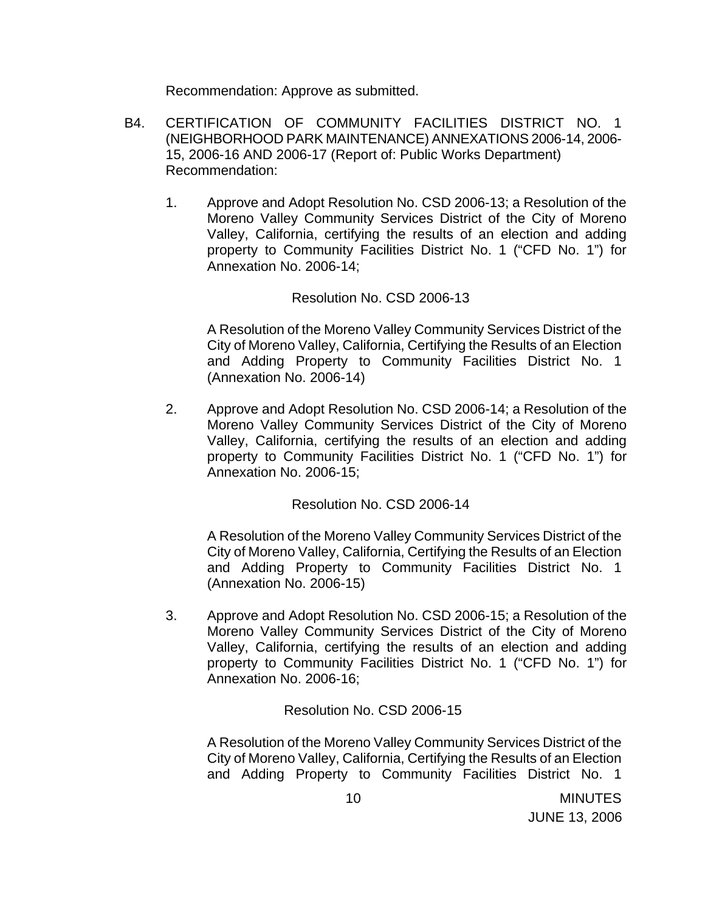Recommendation: Approve as submitted.

B4. CERTIFICATION OF COMMUNITY FACILITIES DISTRICT NO. 1 (NEIGHBORHOOD PARK MAINTENANCE) ANNEXATIONS 2006-14, 2006-15, 2006-16 AND 2006-17 (Report of: Public Works Department) Recommendation:

1. Approve and Adopt Resolution No. CSD 2006-13; a Resolution of the Moreno Valley Community Services District of the City of Moreno Valley, California, certifying the results of an election and adding property to Community Facilities District No. 1 ("CFD No. 1") for Annexation No. 2006-14;

   Resolution No. CSD 2006-13

   A Resolution of the Moreno Valley Community Services District of the City of Moreno Valley, California, Certifying the Results of an Election and Adding Property to Community Facilities District No. 1 (Annexation No. 2006-14)

2. Approve and Adopt Resolution No. CSD 2006-14; a Resolution of the Moreno Valley Community Services District of the City of Moreno Valley, California, certifying the results of an election and adding property to Community Facilities District No. 1 ("CFD No. 1") for Annexation No. 2006-15;

   Resolution No. CSD 2006-14

   A Resolution of the Moreno Valley Community Services District of the City of Moreno Valley, California, Certifying the Results of an Election and Adding Property to Community Facilities District No. 1 (Annexation No. 2006-15)

3. Approve and Adopt Resolution No. CSD 2006-15; a Resolution of the Moreno Valley Community Services District of the City of Moreno Valley, California, certifying the results of an election and adding property to Community Facilities District No. 1 ("CFD No. 1") for Annexation No. 2006-16;

   Resolution No. CSD 2006-15

   A Resolution of the Moreno Valley Community Services District of the City of Moreno Valley, California, Certifying the Results of an Election and Adding Property to Community Facilities District No. 1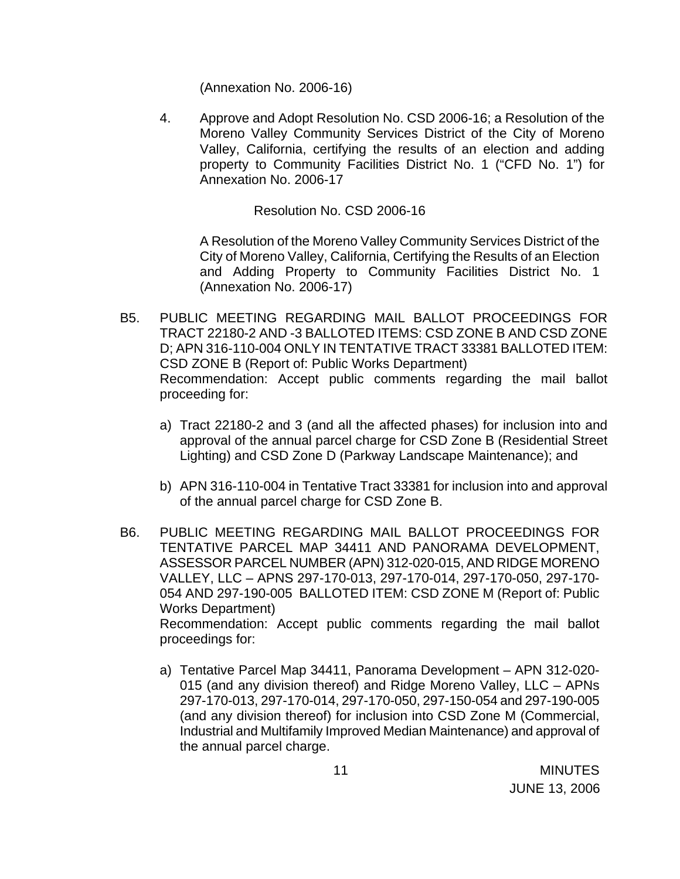(Annexation No. 2006-16)

4. Approve and Adopt Resolution No. CSD 2006-16; a Resolution of the Moreno Valley Community Services District of the City of Moreno Valley, California, certifying the results of an election and adding property to Community Facilities District No. 1 ("CFD No. 1") for Annexation No. 2006-17

Resolution No. CSD 2006-16

A Resolution of the Moreno Valley Community Services District of the City of Moreno Valley, California, Certifying the Results of an Election and Adding Property to Community Facilities District No. 1 (Annexation No. 2006-17)

B5. PUBLIC MEETING REGARDING MAIL BALLOT PROCEEDINGS FOR TRACT 22180-2 AND -3 BALLOTED ITEMS: CSD ZONE B AND CSD ZONE D; APN 316-110-004 ONLY IN TENTATIVE TRACT 33381 BALLOTED ITEM: CSD ZONE B (Report of: Public Works Department)
Recommendation: Accept public comments regarding the mail ballot proceeding for:

a) Tract 22180-2 and 3 (and all the affected phases) for inclusion into and approval of the annual parcel charge for CSD Zone B (Residential Street Lighting) and CSD Zone D (Parkway Landscape Maintenance); and

b) APN 316-110-004 in Tentative Tract 33381 for inclusion into and approval of the annual parcel charge for CSD Zone B.

B6. PUBLIC MEETING REGARDING MAIL BALLOT PROCEEDINGS FOR TENTATIVE PARCEL MAP 34411 AND PANORAMA DEVELOPMENT, ASSESSOR PARCEL NUMBER (APN) 312-020-015, AND RIDGE MORENO VALLEY, LLC – APNS 297-170-013, 297-170-014, 297-170-050, 297-170-054 AND 297-190-005 BALLOTED ITEM: CSD ZONE M (Report of: Public Works Department)
Recommendation: Accept public comments regarding the mail ballot proceedings for:

a) Tentative Parcel Map 34411, Panorama Development – APN 312-020-015 (and any division thereof) and Ridge Moreno Valley, LLC – APNs 297-170-013, 297-170-014, 297-170-050, 297-150-054 and 297-190-005 (and any division thereof) for inclusion into CSD Zone M (Commercial, Industrial and Multifamily Improved Median Maintenance) and approval of the annual parcel charge.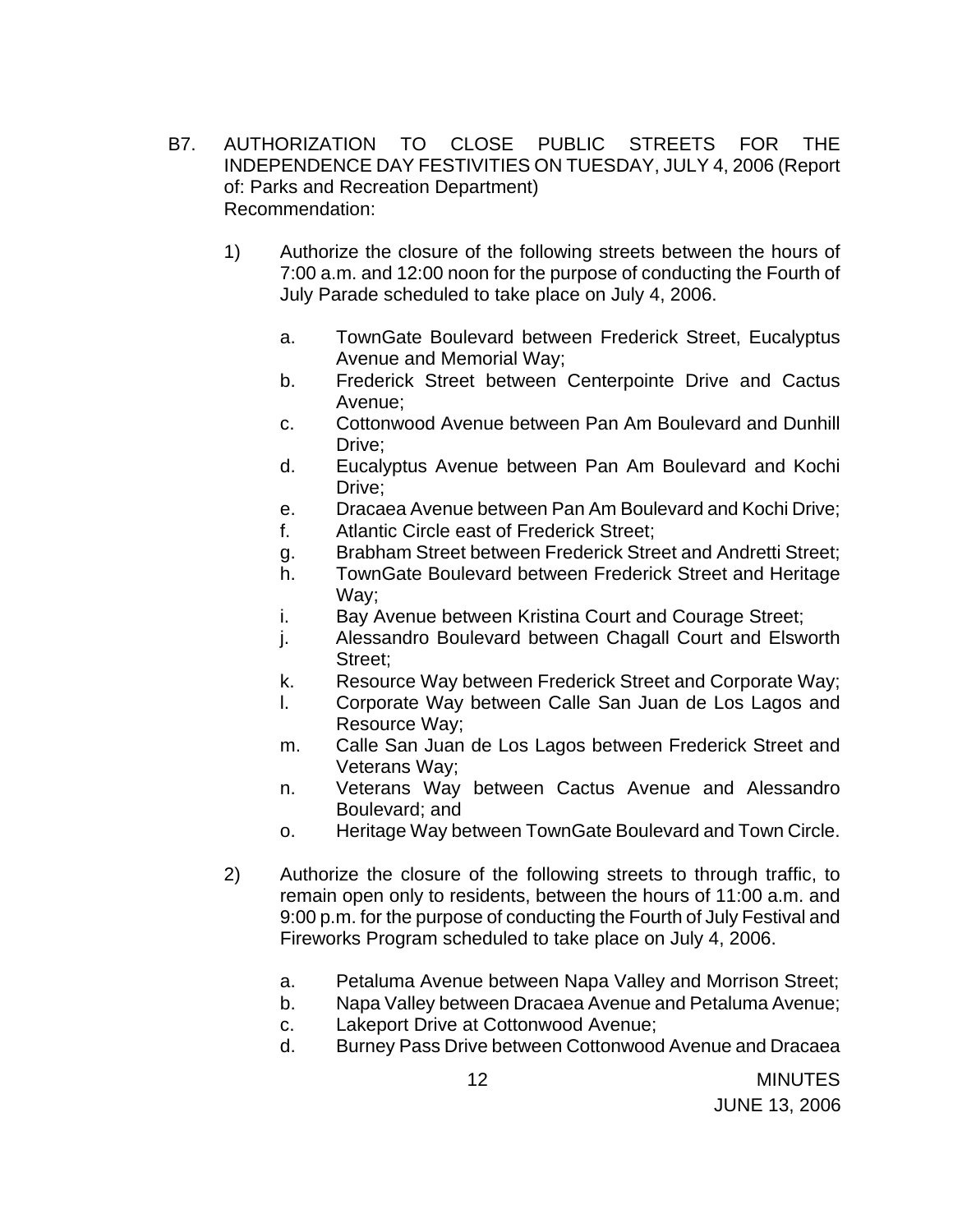B7. AUTHORIZATION TO CLOSE PUBLIC STREETS FOR THE INDEPENDENCE DAY FESTIVITIES ON TUESDAY, JULY 4, 2006 (Report of: Parks and Recreation Department)
Recommendation:

1) Authorize the closure of the following streets between the hours of 7:00 a.m. and 12:00 noon for the purpose of conducting the Fourth of July Parade scheduled to take place on July 4, 2006.

   a. TownGate Boulevard between Frederick Street, Eucalyptus Avenue and Memorial Way;
   b. Frederick Street between Centerpointe Drive and Cactus Avenue;
   c. Cottonwood Avenue between Pan Am Boulevard and Dunhill Drive;
   d. Eucalyptus Avenue between Pan Am Boulevard and Kochi Drive;
   e. Dracaea Avenue between Pan Am Boulevard and Kochi Drive;
   f. Atlantic Circle east of Frederick Street;
   g. Brabham Street between Frederick Street and Andretti Street;
   h. TownGate Boulevard between Frederick Street and Heritage Way;
   i. Bay Avenue between Kristina Court and Courage Street;
   j. Alessandro Boulevard between Chagall Court and Elsworth Street;
   k. Resource Way between Frederick Street and Corporate Way;
   l. Corporate Way between Calle San Juan de Los Lagos and Resource Way;
   m. Calle San Juan de Los Lagos between Frederick Street and Veterans Way;
   n. Veterans Way between Cactus Avenue and Alessandro Boulevard; and
   o. Heritage Way between TownGate Boulevard and Town Circle.

2) Authorize the closure of the following streets to through traffic, to remain open only to residents, between the hours of 11:00 a.m. and 9:00 p.m. for the purpose of conducting the Fourth of July Festival and Fireworks Program scheduled to take place on July 4, 2006.

   a. Petaluma Avenue between Napa Valley and Morrison Street;
   b. Napa Valley between Dracaea Avenue and Petaluma Avenue;
   c. Lakeport Drive at Cottonwood Avenue;
   d. Burney Pass Drive between Cottonwood Avenue and Dracaea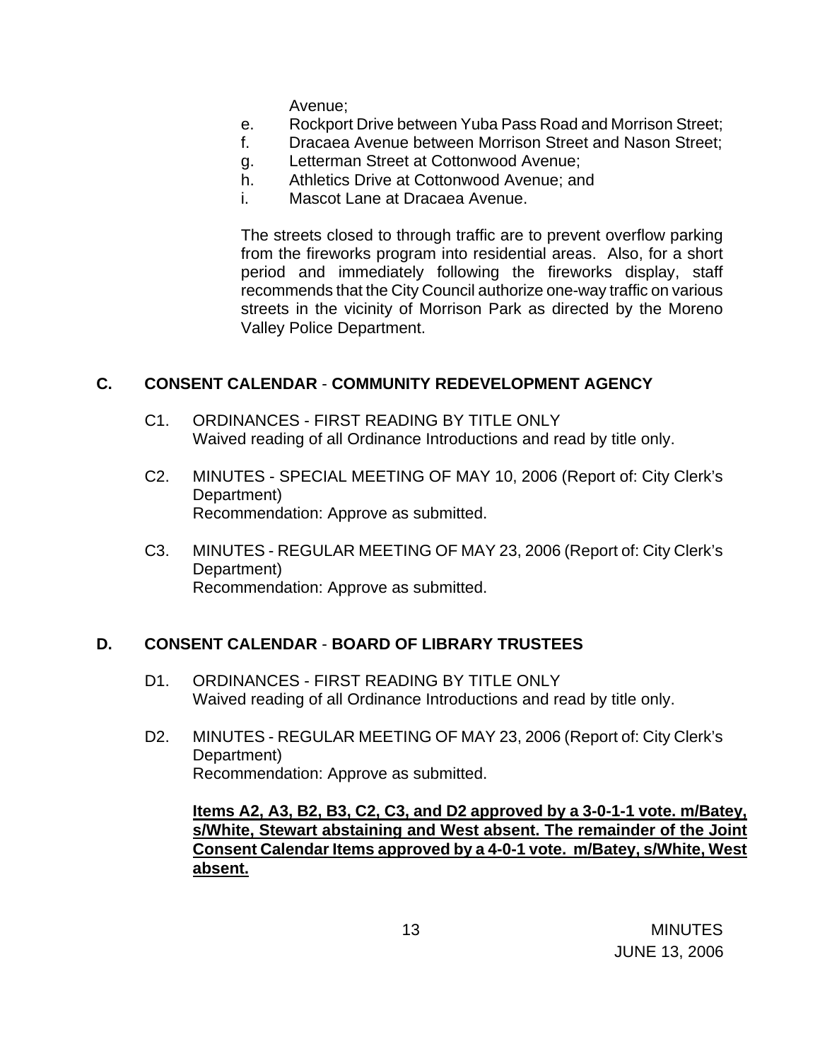Avenue;

e. Rockport Drive between Yuba Pass Road and Morrison Street;
f. Dracaea Avenue between Morrison Street and Nason Street;
g. Letterman Street at Cottonwood Avenue;
h. Athletics Drive at Cottonwood Avenue; and
i. Mascot Lane at Dracaea Avenue.

The streets closed to through traffic are to prevent overflow parking from the fireworks program into residential areas. Also, for a short period and immediately following the fireworks display, staff recommends that the City Council authorize one-way traffic on various streets in the vicinity of Morrison Park as directed by the Moreno Valley Police Department.

## C. CONSENT CALENDAR - COMMUNITY REDEVELOPMENT AGENCY

C1. ORDINANCES - FIRST READING BY TITLE ONLY
Waived reading of all Ordinance Introductions and read by title only.

C2. MINUTES - SPECIAL MEETING OF MAY 10, 2006 (Report of: City Clerk's Department)
Recommendation: Approve as submitted.

C3. MINUTES - REGULAR MEETING OF MAY 23, 2006 (Report of: City Clerk's Department)
Recommendation: Approve as submitted.

## D. CONSENT CALENDAR - BOARD OF LIBRARY TRUSTEES

D1. ORDINANCES - FIRST READING BY TITLE ONLY
Waived reading of all Ordinance Introductions and read by title only.

D2. MINUTES - REGULAR MEETING OF MAY 23, 2006 (Report of: City Clerk's Department)
Recommendation: Approve as submitted.

**Items A2, A3, B2, B3, C2, C3, and D2 approved by a 3-0-1-1 vote. m/Batey, s/White, Stewart abstaining and West absent. The remainder of the Joint Consent Calendar Items approved by a 4-0-1 vote. m/Batey, s/White, West absent.**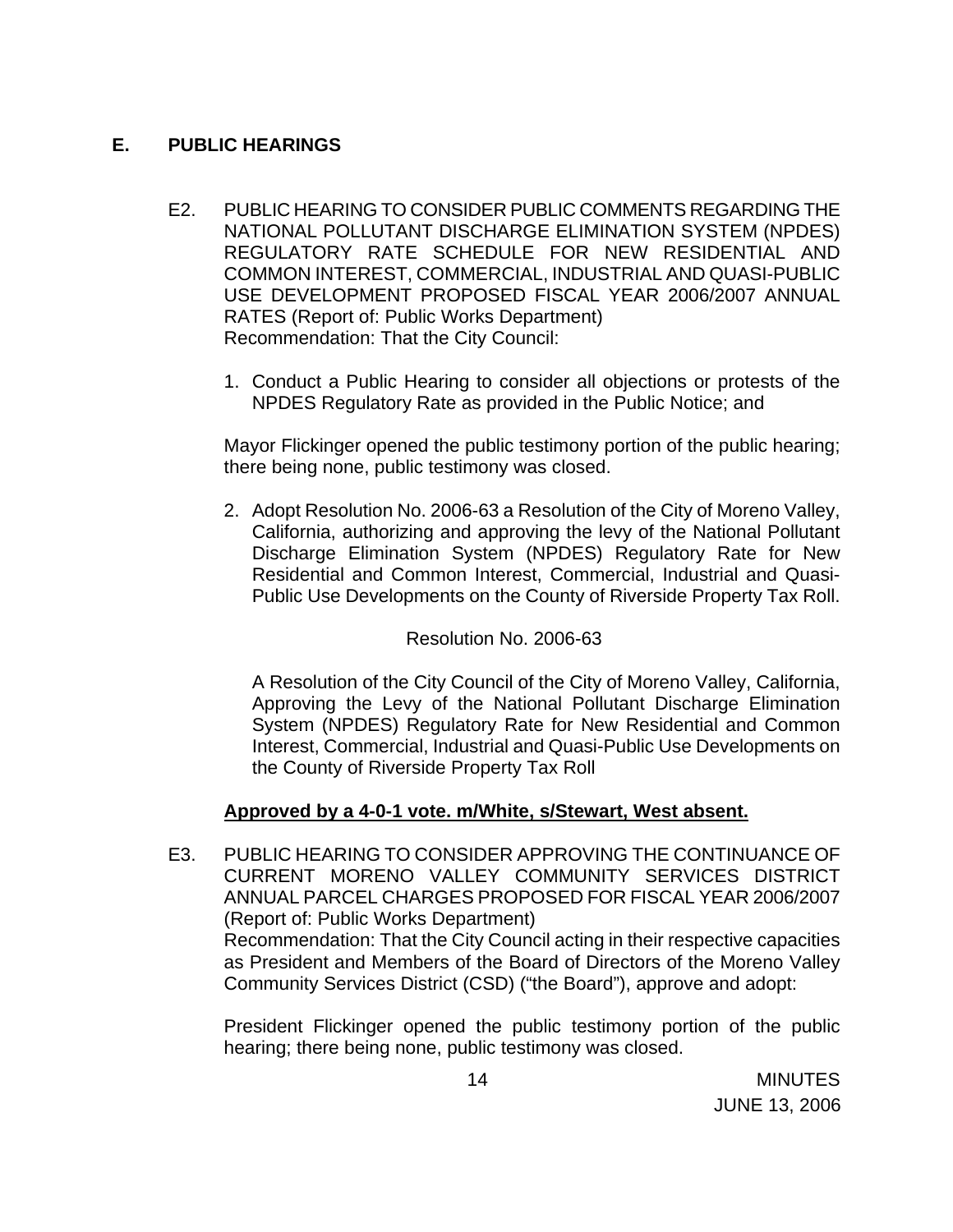## E. PUBLIC HEARINGS

E2. PUBLIC HEARING TO CONSIDER PUBLIC COMMENTS REGARDING THE NATIONAL POLLUTANT DISCHARGE ELIMINATION SYSTEM (NPDES) REGULATORY RATE SCHEDULE FOR NEW RESIDENTIAL AND COMMON INTEREST, COMMERCIAL, INDUSTRIAL AND QUASI-PUBLIC USE DEVELOPMENT PROPOSED FISCAL YEAR 2006/2007 ANNUAL RATES (Report of: Public Works Department)
Recommendation: That the City Council:

1. Conduct a Public Hearing to consider all objections or protests of the NPDES Regulatory Rate as provided in the Public Notice; and

Mayor Flickinger opened the public testimony portion of the public hearing; there being none, public testimony was closed.

2. Adopt Resolution No. 2006-63 a Resolution of the City of Moreno Valley, California, authorizing and approving the levy of the National Pollutant Discharge Elimination System (NPDES) Regulatory Rate for New Residential and Common Interest, Commercial, Industrial and Quasi-Public Use Developments on the County of Riverside Property Tax Roll.

Resolution No. 2006-63

A Resolution of the City Council of the City of Moreno Valley, California, Approving the Levy of the National Pollutant Discharge Elimination System (NPDES) Regulatory Rate for New Residential and Common Interest, Commercial, Industrial and Quasi-Public Use Developments on the County of Riverside Property Tax Roll

**Approved by a 4-0-1 vote. m/White, s/Stewart, West absent.**

E3. PUBLIC HEARING TO CONSIDER APPROVING THE CONTINUANCE OF CURRENT MORENO VALLEY COMMUNITY SERVICES DISTRICT ANNUAL PARCEL CHARGES PROPOSED FOR FISCAL YEAR 2006/2007 (Report of: Public Works Department)
Recommendation: That the City Council acting in their respective capacities as President and Members of the Board of Directors of the Moreno Valley Community Services District (CSD) ("the Board"), approve and adopt:

President Flickinger opened the public testimony portion of the public hearing; there being none, public testimony was closed.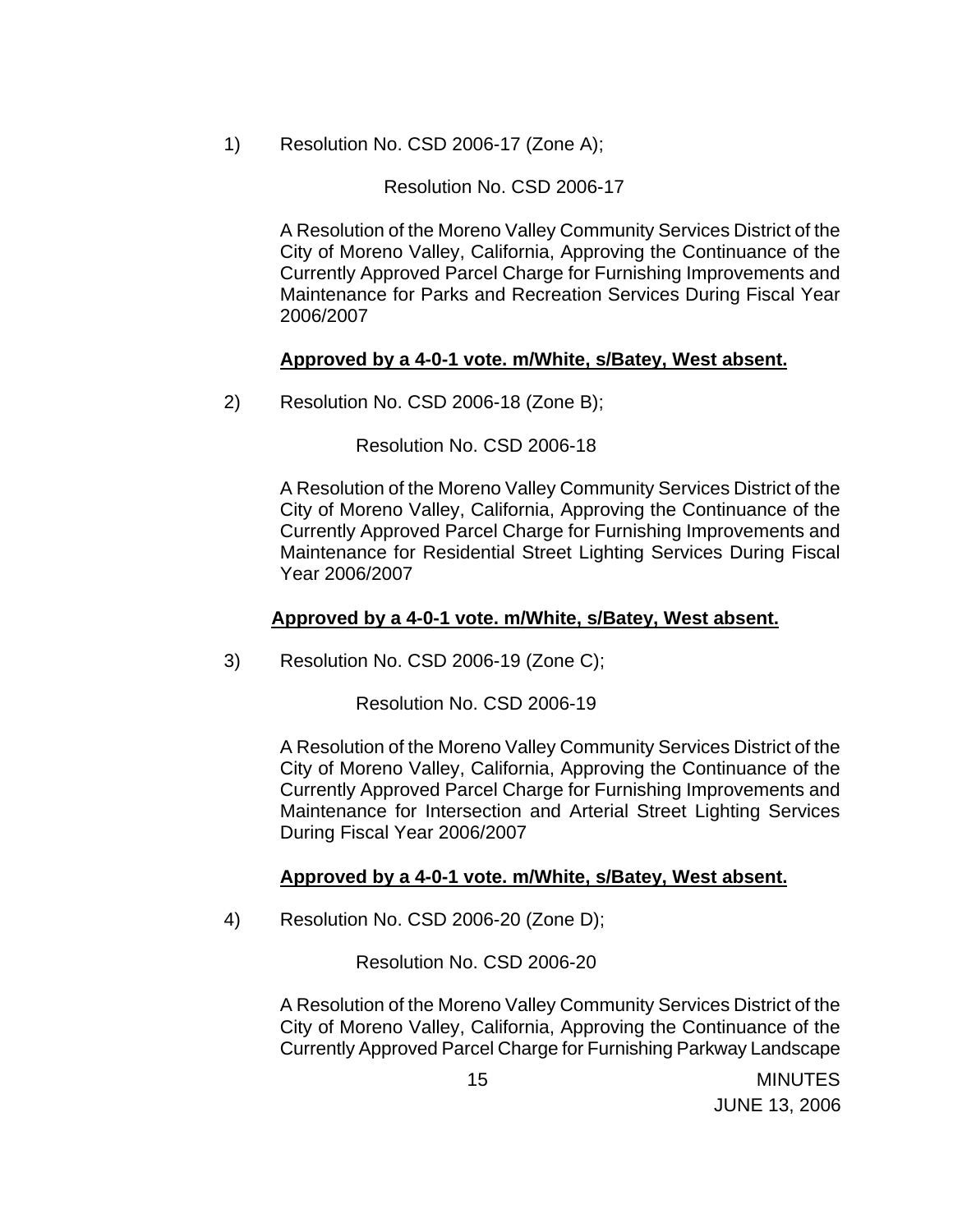1) Resolution No. CSD 2006-17 (Zone A);

Resolution No. CSD 2006-17

A Resolution of the Moreno Valley Community Services District of the City of Moreno Valley, California, Approving the Continuance of the Currently Approved Parcel Charge for Furnishing Improvements and Maintenance for Parks and Recreation Services During Fiscal Year 2006/2007

**Approved by a 4-0-1 vote. m/White, s/Batey, West absent.**

2) Resolution No. CSD 2006-18 (Zone B);

Resolution No. CSD 2006-18

A Resolution of the Moreno Valley Community Services District of the City of Moreno Valley, California, Approving the Continuance of the Currently Approved Parcel Charge for Furnishing Improvements and Maintenance for Residential Street Lighting Services During Fiscal Year 2006/2007

**Approved by a 4-0-1 vote. m/White, s/Batey, West absent.**

3) Resolution No. CSD 2006-19 (Zone C);

Resolution No. CSD 2006-19

A Resolution of the Moreno Valley Community Services District of the City of Moreno Valley, California, Approving the Continuance of the Currently Approved Parcel Charge for Furnishing Improvements and Maintenance for Intersection and Arterial Street Lighting Services During Fiscal Year 2006/2007

**Approved by a 4-0-1 vote. m/White, s/Batey, West absent.**

4) Resolution No. CSD 2006-20 (Zone D);

Resolution No. CSD 2006-20

A Resolution of the Moreno Valley Community Services District of the City of Moreno Valley, California, Approving the Continuance of the Currently Approved Parcel Charge for Furnishing Parkway Landscape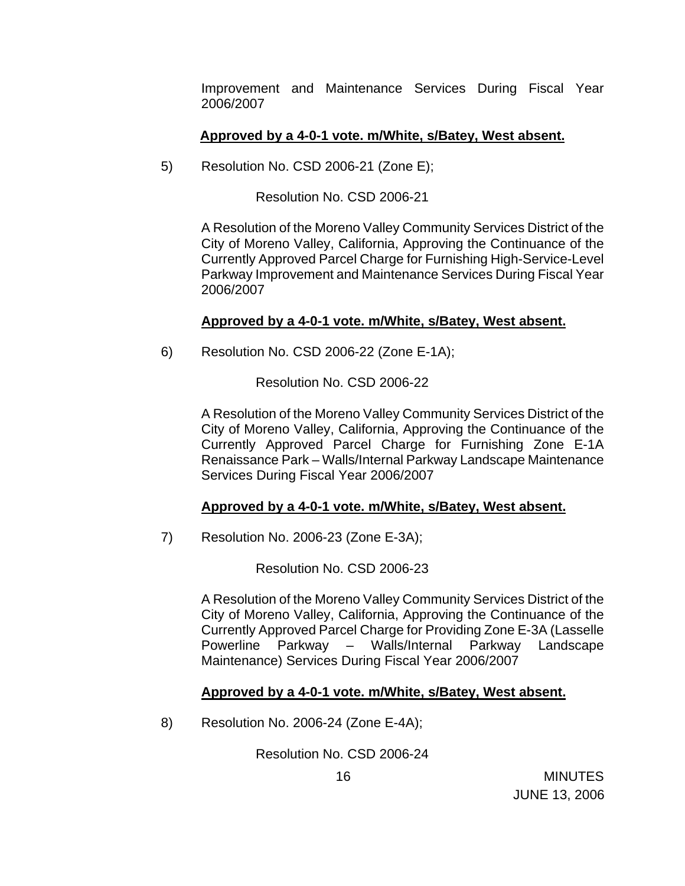Improvement and Maintenance Services During Fiscal Year 2006/2007

**Approved by a 4-0-1 vote. m/White, s/Batey, West absent.**

5) Resolution No. CSD 2006-21 (Zone E);

Resolution No. CSD 2006-21

A Resolution of the Moreno Valley Community Services District of the City of Moreno Valley, California, Approving the Continuance of the Currently Approved Parcel Charge for Furnishing High-Service-Level Parkway Improvement and Maintenance Services During Fiscal Year 2006/2007

**Approved by a 4-0-1 vote. m/White, s/Batey, West absent.**

6) Resolution No. CSD 2006-22 (Zone E-1A);

Resolution No. CSD 2006-22

A Resolution of the Moreno Valley Community Services District of the City of Moreno Valley, California, Approving the Continuance of the Currently Approved Parcel Charge for Furnishing Zone E-1A Renaissance Park – Walls/Internal Parkway Landscape Maintenance Services During Fiscal Year 2006/2007

**Approved by a 4-0-1 vote. m/White, s/Batey, West absent.**

7) Resolution No. 2006-23 (Zone E-3A);

Resolution No. CSD 2006-23

A Resolution of the Moreno Valley Community Services District of the City of Moreno Valley, California, Approving the Continuance of the Currently Approved Parcel Charge for Providing Zone E-3A (Lasselle Powerline Parkway – Walls/Internal Parkway Landscape Maintenance) Services During Fiscal Year 2006/2007

**Approved by a 4-0-1 vote. m/White, s/Batey, West absent.**

8) Resolution No. 2006-24 (Zone E-4A);

Resolution No. CSD 2006-24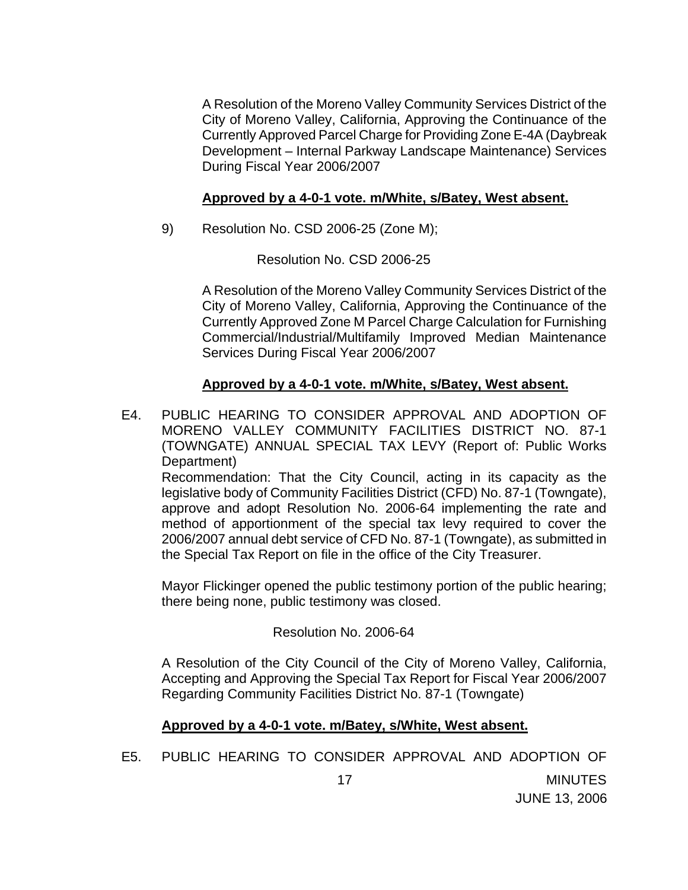A Resolution of the Moreno Valley Community Services District of the City of Moreno Valley, California, Approving the Continuance of the Currently Approved Parcel Charge for Providing Zone E-4A (Daybreak Development – Internal Parkway Landscape Maintenance) Services During Fiscal Year 2006/2007

**Approved by a 4-0-1 vote. m/White, s/Batey, West absent.**

9) Resolution No. CSD 2006-25 (Zone M);

Resolution No. CSD 2006-25

A Resolution of the Moreno Valley Community Services District of the City of Moreno Valley, California, Approving the Continuance of the Currently Approved Zone M Parcel Charge Calculation for Furnishing Commercial/Industrial/Multifamily Improved Median Maintenance Services During Fiscal Year 2006/2007

**Approved by a 4-0-1 vote. m/White, s/Batey, West absent.**

E4. PUBLIC HEARING TO CONSIDER APPROVAL AND ADOPTION OF MORENO VALLEY COMMUNITY FACILITIES DISTRICT NO. 87-1 (TOWNGATE) ANNUAL SPECIAL TAX LEVY (Report of: Public Works Department)
Recommendation: That the City Council, acting in its capacity as the legislative body of Community Facilities District (CFD) No. 87-1 (Towngate), approve and adopt Resolution No. 2006-64 implementing the rate and method of apportionment of the special tax levy required to cover the 2006/2007 annual debt service of CFD No. 87-1 (Towngate), as submitted in the Special Tax Report on file in the office of the City Treasurer.

Mayor Flickinger opened the public testimony portion of the public hearing; there being none, public testimony was closed.

Resolution No. 2006-64

A Resolution of the City Council of the City of Moreno Valley, California, Accepting and Approving the Special Tax Report for Fiscal Year 2006/2007 Regarding Community Facilities District No. 87-1 (Towngate)

**Approved by a 4-0-1 vote. m/Batey, s/White, West absent.**

E5. PUBLIC HEARING TO CONSIDER APPROVAL AND ADOPTION OF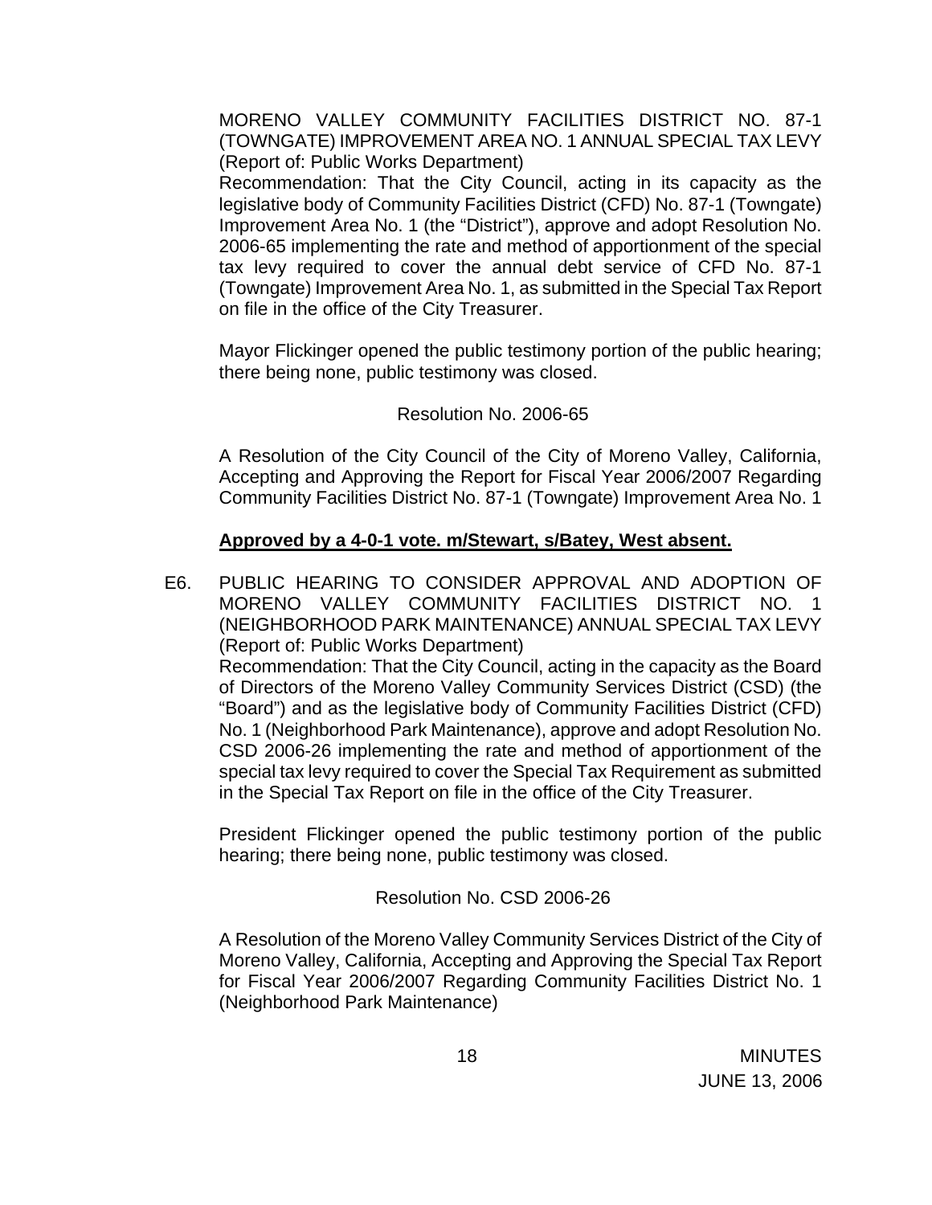MORENO VALLEY COMMUNITY FACILITIES DISTRICT NO. 87-1 (TOWNGATE) IMPROVEMENT AREA NO. 1 ANNUAL SPECIAL TAX LEVY (Report of: Public Works Department)
Recommendation: That the City Council, acting in its capacity as the legislative body of Community Facilities District (CFD) No. 87-1 (Towngate) Improvement Area No. 1 (the "District"), approve and adopt Resolution No. 2006-65 implementing the rate and method of apportionment of the special tax levy required to cover the annual debt service of CFD No. 87-1 (Towngate) Improvement Area No. 1, as submitted in the Special Tax Report on file in the office of the City Treasurer.

Mayor Flickinger opened the public testimony portion of the public hearing; there being none, public testimony was closed.

Resolution No. 2006-65

A Resolution of the City Council of the City of Moreno Valley, California, Accepting and Approving the Report for Fiscal Year 2006/2007 Regarding Community Facilities District No. 87-1 (Towngate) Improvement Area No. 1

**Approved by a 4-0-1 vote. m/Stewart, s/Batey, West absent.**

E6. PUBLIC HEARING TO CONSIDER APPROVAL AND ADOPTION OF MORENO VALLEY COMMUNITY FACILITIES DISTRICT NO. 1 (NEIGHBORHOOD PARK MAINTENANCE) ANNUAL SPECIAL TAX LEVY (Report of: Public Works Department)
Recommendation: That the City Council, acting in the capacity as the Board of Directors of the Moreno Valley Community Services District (CSD) (the "Board") and as the legislative body of Community Facilities District (CFD) No. 1 (Neighborhood Park Maintenance), approve and adopt Resolution No. CSD 2006-26 implementing the rate and method of apportionment of the special tax levy required to cover the Special Tax Requirement as submitted in the Special Tax Report on file in the office of the City Treasurer.

President Flickinger opened the public testimony portion of the public hearing; there being none, public testimony was closed.

Resolution No. CSD 2006-26

A Resolution of the Moreno Valley Community Services District of the City of Moreno Valley, California, Accepting and Approving the Special Tax Report for Fiscal Year 2006/2007 Regarding Community Facilities District No. 1 (Neighborhood Park Maintenance)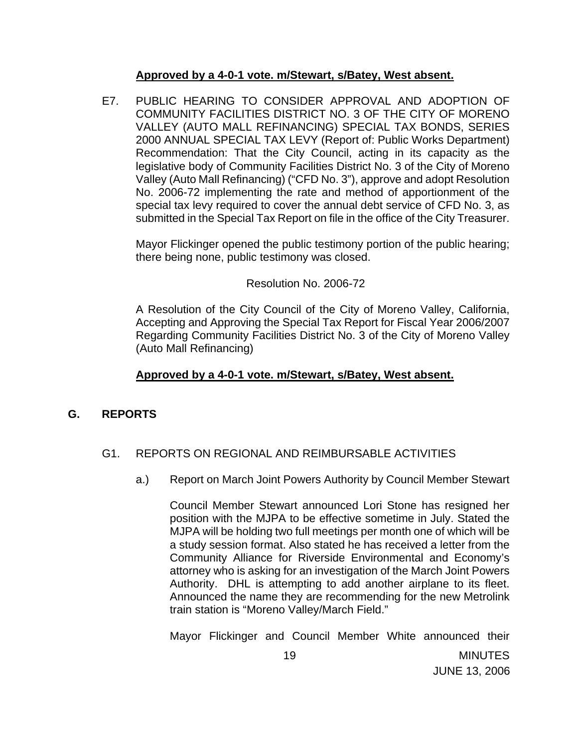**Approved by a 4-0-1 vote. m/Stewart, s/Batey, West absent.**

E7. PUBLIC HEARING TO CONSIDER APPROVAL AND ADOPTION OF COMMUNITY FACILITIES DISTRICT NO. 3 OF THE CITY OF MORENO VALLEY (AUTO MALL REFINANCING) SPECIAL TAX BONDS, SERIES 2000 ANNUAL SPECIAL TAX LEVY (Report of: Public Works Department) Recommendation: That the City Council, acting in its capacity as the legislative body of Community Facilities District No. 3 of the City of Moreno Valley (Auto Mall Refinancing) ("CFD No. 3"), approve and adopt Resolution No. 2006-72 implementing the rate and method of apportionment of the special tax levy required to cover the annual debt service of CFD No. 3, as submitted in the Special Tax Report on file in the office of the City Treasurer.

Mayor Flickinger opened the public testimony portion of the public hearing; there being none, public testimony was closed.

Resolution No. 2006-72

A Resolution of the City Council of the City of Moreno Valley, California, Accepting and Approving the Special Tax Report for Fiscal Year 2006/2007 Regarding Community Facilities District No. 3 of the City of Moreno Valley (Auto Mall Refinancing)

**Approved by a 4-0-1 vote. m/Stewart, s/Batey, West absent.**

## G. REPORTS

G1. REPORTS ON REGIONAL AND REIMBURSABLE ACTIVITIES

a.) Report on March Joint Powers Authority by Council Member Stewart

Council Member Stewart announced Lori Stone has resigned her position with the MJPA to be effective sometime in July. Stated the MJPA will be holding two full meetings per month one of which will be a study session format. Also stated he has received a letter from the Community Alliance for Riverside Environmental and Economy's attorney who is asking for an investigation of the March Joint Powers Authority. DHL is attempting to add another airplane to its fleet. Announced the name they are recommending for the new Metrolink train station is "Moreno Valley/March Field."

Mayor Flickinger and Council Member White announced their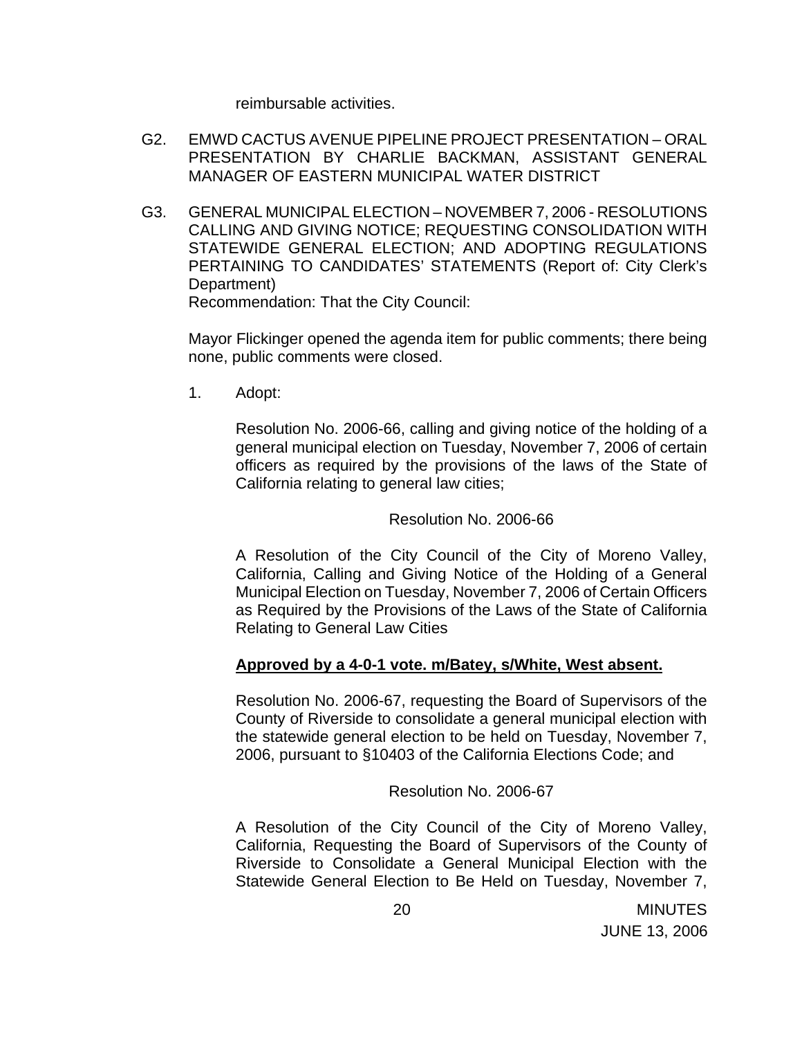reimbursable activities.

G2. EMWD CACTUS AVENUE PIPELINE PROJECT PRESENTATION – ORAL PRESENTATION BY CHARLIE BACKMAN, ASSISTANT GENERAL MANAGER OF EASTERN MUNICIPAL WATER DISTRICT

G3. GENERAL MUNICIPAL ELECTION – NOVEMBER 7, 2006 - RESOLUTIONS CALLING AND GIVING NOTICE; REQUESTING CONSOLIDATION WITH STATEWIDE GENERAL ELECTION; AND ADOPTING REGULATIONS PERTAINING TO CANDIDATES' STATEMENTS (Report of: City Clerk's Department)
Recommendation: That the City Council:

Mayor Flickinger opened the agenda item for public comments; there being none, public comments were closed.

1. Adopt:

Resolution No. 2006-66, calling and giving notice of the holding of a general municipal election on Tuesday, November 7, 2006 of certain officers as required by the provisions of the laws of the State of California relating to general law cities;

Resolution No. 2006-66

A Resolution of the City Council of the City of Moreno Valley, California, Calling and Giving Notice of the Holding of a General Municipal Election on Tuesday, November 7, 2006 of Certain Officers as Required by the Provisions of the Laws of the State of California Relating to General Law Cities

**Approved by a 4-0-1 vote. m/Batey, s/White, West absent.**

Resolution No. 2006-67, requesting the Board of Supervisors of the County of Riverside to consolidate a general municipal election with the statewide general election to be held on Tuesday, November 7, 2006, pursuant to §10403 of the California Elections Code; and

Resolution No. 2006-67

A Resolution of the City Council of the City of Moreno Valley, California, Requesting the Board of Supervisors of the County of Riverside to Consolidate a General Municipal Election with the Statewide General Election to Be Held on Tuesday, November 7,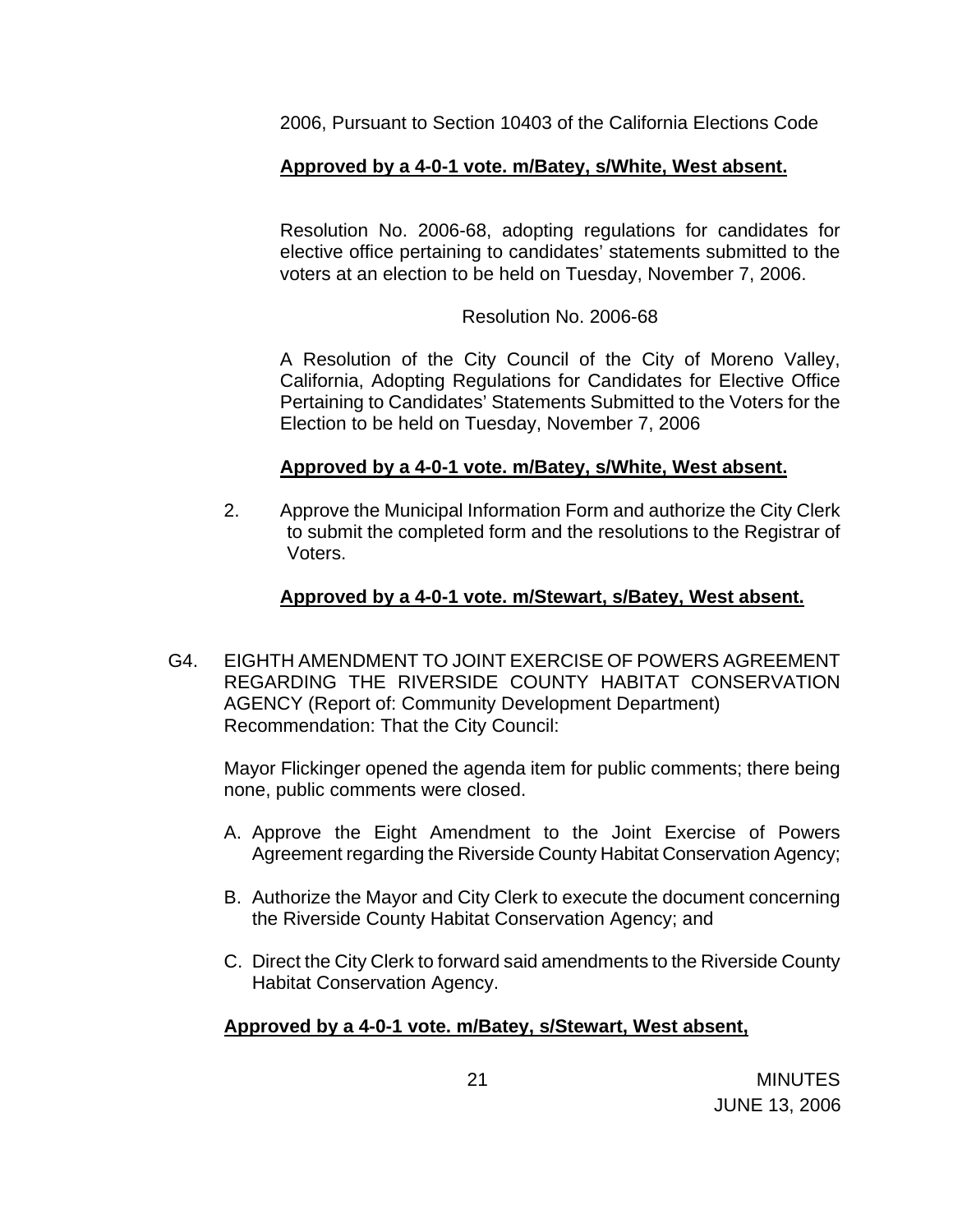2006, Pursuant to Section 10403 of the California Elections Code

**Approved by a 4-0-1 vote. m/Batey, s/White, West absent.**

Resolution No. 2006-68, adopting regulations for candidates for elective office pertaining to candidates' statements submitted to the voters at an election to be held on Tuesday, November 7, 2006.

Resolution No. 2006-68

A Resolution of the City Council of the City of Moreno Valley, California, Adopting Regulations for Candidates for Elective Office Pertaining to Candidates' Statements Submitted to the Voters for the Election to be held on Tuesday, November 7, 2006

**Approved by a 4-0-1 vote. m/Batey, s/White, West absent.**

2. Approve the Municipal Information Form and authorize the City Clerk to submit the completed form and the resolutions to the Registrar of Voters.

**Approved by a 4-0-1 vote. m/Stewart, s/Batey, West absent.**

G4. EIGHTH AMENDMENT TO JOINT EXERCISE OF POWERS AGREEMENT REGARDING THE RIVERSIDE COUNTY HABITAT CONSERVATION AGENCY (Report of: Community Development Department)
Recommendation: That the City Council:

Mayor Flickinger opened the agenda item for public comments; there being none, public comments were closed.

A. Approve the Eight Amendment to the Joint Exercise of Powers Agreement regarding the Riverside County Habitat Conservation Agency;

B. Authorize the Mayor and City Clerk to execute the document concerning the Riverside County Habitat Conservation Agency; and

C. Direct the City Clerk to forward said amendments to the Riverside County Habitat Conservation Agency.

**Approved by a 4-0-1 vote. m/Batey, s/Stewart, West absent,**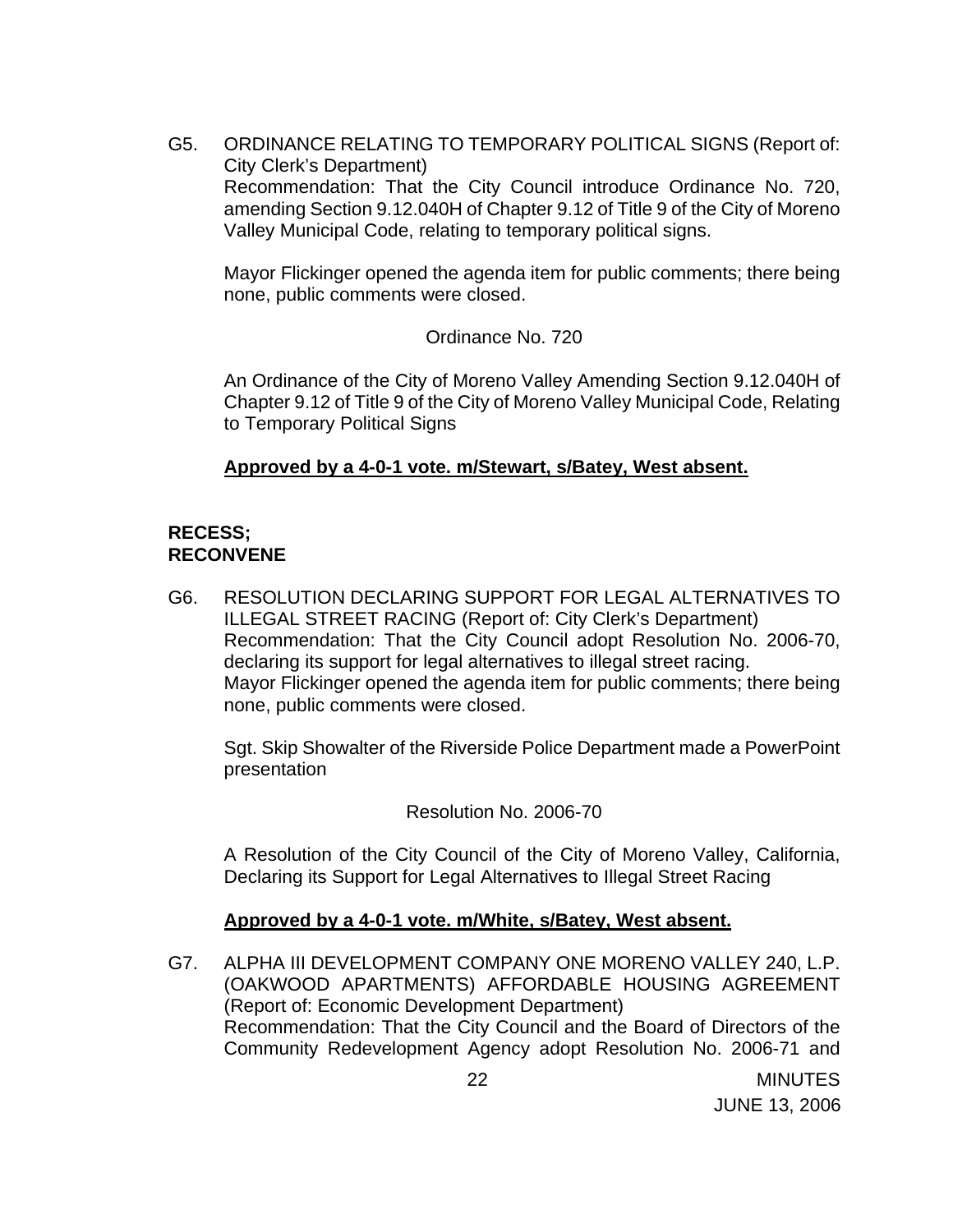G5. ORDINANCE RELATING TO TEMPORARY POLITICAL SIGNS (Report of: City Clerk's Department)
Recommendation: That the City Council introduce Ordinance No. 720, amending Section 9.12.040H of Chapter 9.12 of Title 9 of the City of Moreno Valley Municipal Code, relating to temporary political signs.

Mayor Flickinger opened the agenda item for public comments; there being none, public comments were closed.

Ordinance No. 720

An Ordinance of the City of Moreno Valley Amending Section 9.12.040H of Chapter 9.12 of Title 9 of the City of Moreno Valley Municipal Code, Relating to Temporary Political Signs

**Approved by a 4-0-1 vote. m/Stewart, s/Batey, West absent.**

**RECESS;**
**RECONVENE**

G6. RESOLUTION DECLARING SUPPORT FOR LEGAL ALTERNATIVES TO ILLEGAL STREET RACING (Report of: City Clerk's Department)
Recommendation: That the City Council adopt Resolution No. 2006-70, declaring its support for legal alternatives to illegal street racing.
Mayor Flickinger opened the agenda item for public comments; there being none, public comments were closed.

Sgt. Skip Showalter of the Riverside Police Department made a PowerPoint presentation

Resolution No. 2006-70

A Resolution of the City Council of the City of Moreno Valley, California, Declaring its Support for Legal Alternatives to Illegal Street Racing

**Approved by a 4-0-1 vote. m/White, s/Batey, West absent.**

G7. ALPHA III DEVELOPMENT COMPANY ONE MORENO VALLEY 240, L.P. (OAKWOOD APARTMENTS) AFFORDABLE HOUSING AGREEMENT (Report of: Economic Development Department)
Recommendation: That the City Council and the Board of Directors of the Community Redevelopment Agency adopt Resolution No. 2006-71 and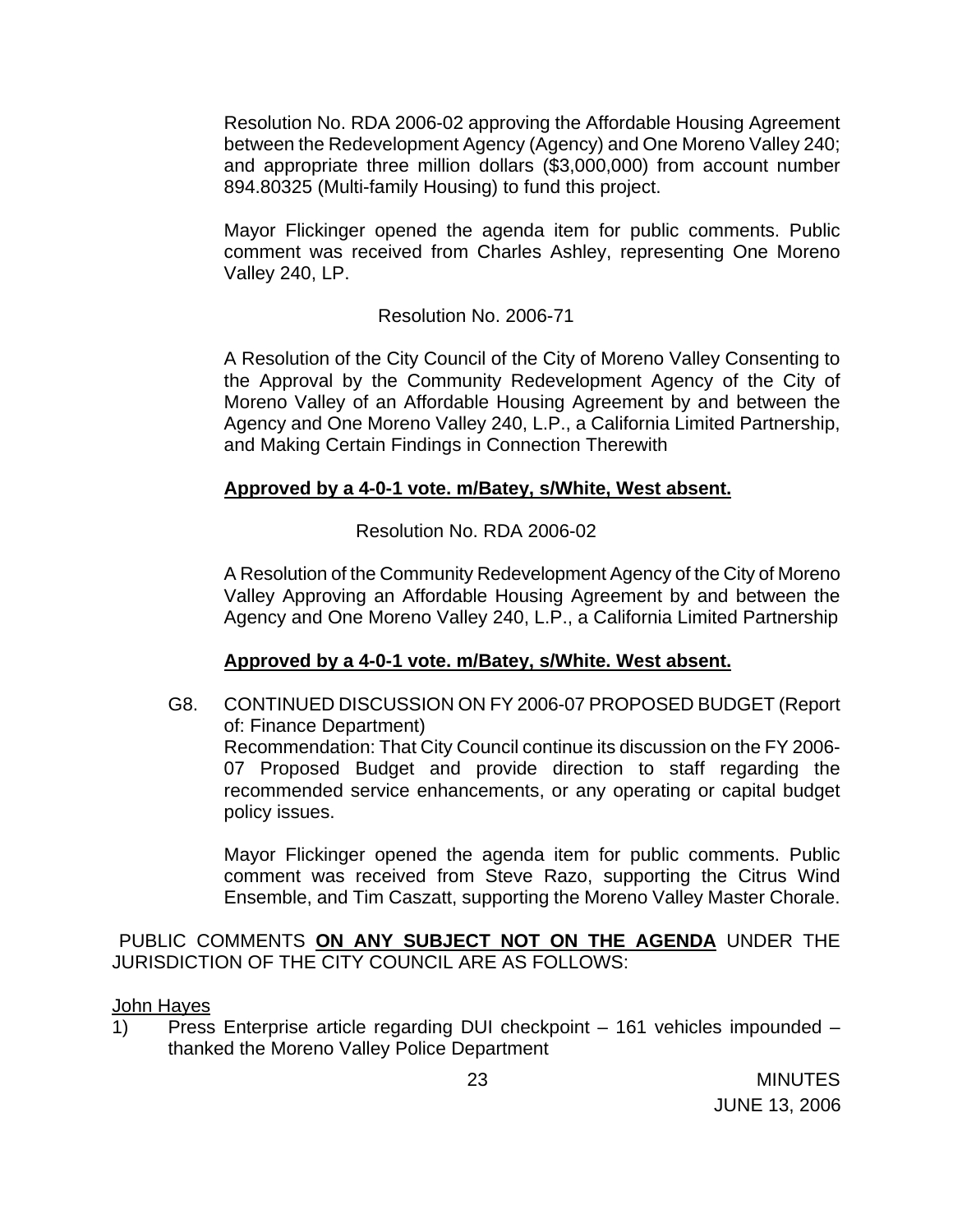Resolution No. RDA 2006-02 approving the Affordable Housing Agreement between the Redevelopment Agency (Agency) and One Moreno Valley 240; and appropriate three million dollars ($3,000,000) from account number 894.80325 (Multi-family Housing) to fund this project.

Mayor Flickinger opened the agenda item for public comments. Public comment was received from Charles Ashley, representing One Moreno Valley 240, LP.

Resolution No. 2006-71

A Resolution of the City Council of the City of Moreno Valley Consenting to the Approval by the Community Redevelopment Agency of the City of Moreno Valley of an Affordable Housing Agreement by and between the Agency and One Moreno Valley 240, L.P., a California Limited Partnership, and Making Certain Findings in Connection Therewith

**Approved by a 4-0-1 vote. m/Batey, s/White, West absent.**

Resolution No. RDA 2006-02

A Resolution of the Community Redevelopment Agency of the City of Moreno Valley Approving an Affordable Housing Agreement by and between the Agency and One Moreno Valley 240, L.P., a California Limited Partnership

**Approved by a 4-0-1 vote. m/Batey, s/White. West absent.**

G8. CONTINUED DISCUSSION ON FY 2006-07 PROPOSED BUDGET (Report of: Finance Department)
Recommendation: That City Council continue its discussion on the FY 2006-07 Proposed Budget and provide direction to staff regarding the recommended service enhancements, or any operating or capital budget policy issues.

Mayor Flickinger opened the agenda item for public comments. Public comment was received from Steve Razo, supporting the Citrus Wind Ensemble, and Tim Caszatt, supporting the Moreno Valley Master Chorale.

PUBLIC COMMENTS **ON ANY SUBJECT NOT ON THE AGENDA** UNDER THE JURISDICTION OF THE CITY COUNCIL ARE AS FOLLOWS:

John Hayes

1) Press Enterprise article regarding DUI checkpoint – 161 vehicles impounded – thanked the Moreno Valley Police Department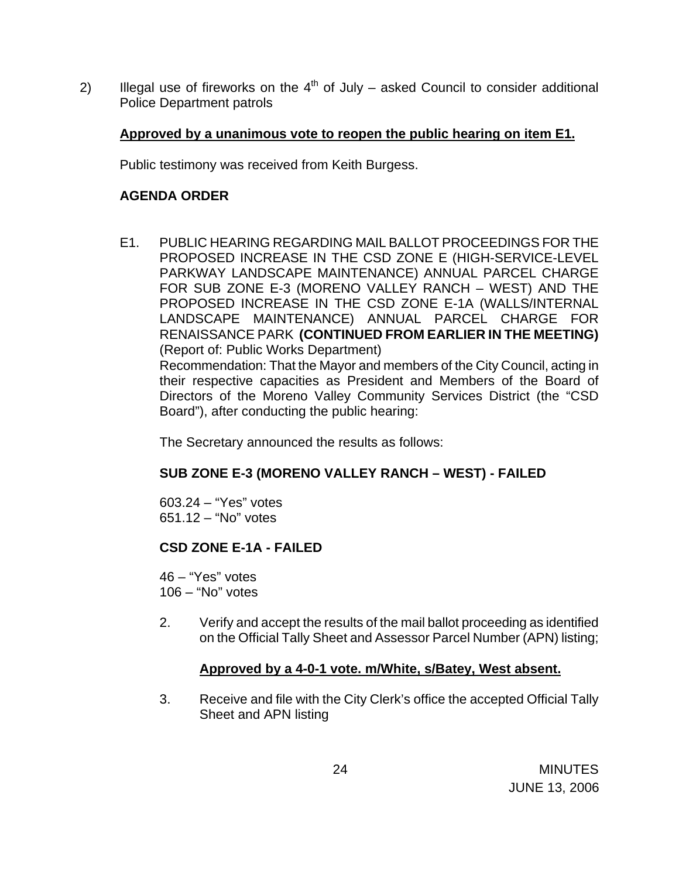2) Illegal use of fireworks on the 4th of July – asked Council to consider additional Police Department patrols

**Approved by a unanimous vote to reopen the public hearing on item E1.**

Public testimony was received from Keith Burgess.

**AGENDA ORDER**

E1. PUBLIC HEARING REGARDING MAIL BALLOT PROCEEDINGS FOR THE PROPOSED INCREASE IN THE CSD ZONE E (HIGH-SERVICE-LEVEL PARKWAY LANDSCAPE MAINTENANCE) ANNUAL PARCEL CHARGE FOR SUB ZONE E-3 (MORENO VALLEY RANCH – WEST) AND THE PROPOSED INCREASE IN THE CSD ZONE E-1A (WALLS/INTERNAL LANDSCAPE MAINTENANCE) ANNUAL PARCEL CHARGE FOR RENAISSANCE PARK **(CONTINUED FROM EARLIER IN THE MEETING)** (Report of: Public Works Department)
Recommendation: That the Mayor and members of the City Council, acting in their respective capacities as President and Members of the Board of Directors of the Moreno Valley Community Services District (the "CSD Board"), after conducting the public hearing:

The Secretary announced the results as follows:

**SUB ZONE E-3 (MORENO VALLEY RANCH – WEST) - FAILED**

603.24 – "Yes" votes
651.12 – "No" votes

**CSD ZONE E-1A - FAILED**

46 – "Yes" votes
106 – "No" votes

2. Verify and accept the results of the mail ballot proceeding as identified on the Official Tally Sheet and Assessor Parcel Number (APN) listing;

   **Approved by a 4-0-1 vote. m/White, s/Batey, West absent.**

3. Receive and file with the City Clerk's office the accepted Official Tally Sheet and APN listing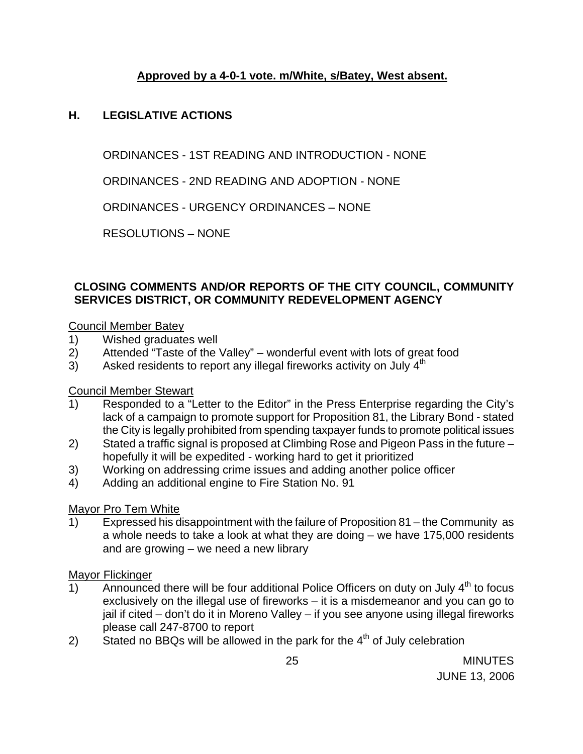**Approved by a 4-0-1 vote. m/White, s/Batey, West absent.**

## H. LEGISLATIVE ACTIONS

ORDINANCES - 1ST READING AND INTRODUCTION - NONE

ORDINANCES - 2ND READING AND ADOPTION - NONE

ORDINANCES - URGENCY ORDINANCES – NONE

RESOLUTIONS – NONE

### CLOSING COMMENTS AND/OR REPORTS OF THE CITY COUNCIL, COMMUNITY SERVICES DISTRICT, OR COMMUNITY REDEVELOPMENT AGENCY

Council Member Batey

1) Wished graduates well
2) Attended "Taste of the Valley" – wonderful event with lots of great food
3) Asked residents to report any illegal fireworks activity on July 4th

Council Member Stewart

1) Responded to a "Letter to the Editor" in the Press Enterprise regarding the City's lack of a campaign to promote support for Proposition 81, the Library Bond - stated the City is legally prohibited from spending taxpayer funds to promote political issues
2) Stated a traffic signal is proposed at Climbing Rose and Pigeon Pass in the future – hopefully it will be expedited - working hard to get it prioritized
3) Working on addressing crime issues and adding another police officer
4) Adding an additional engine to Fire Station No. 91

Mayor Pro Tem White

1) Expressed his disappointment with the failure of Proposition 81 – the Community as a whole needs to take a look at what they are doing – we have 175,000 residents and are growing – we need a new library

Mayor Flickinger

1) Announced there will be four additional Police Officers on duty on July 4th to focus exclusively on the illegal use of fireworks – it is a misdemeanor and you can go to jail if cited – don't do it in Moreno Valley – if you see anyone using illegal fireworks please call 247-8700 to report
2) Stated no BBQs will be allowed in the park for the 4th of July celebration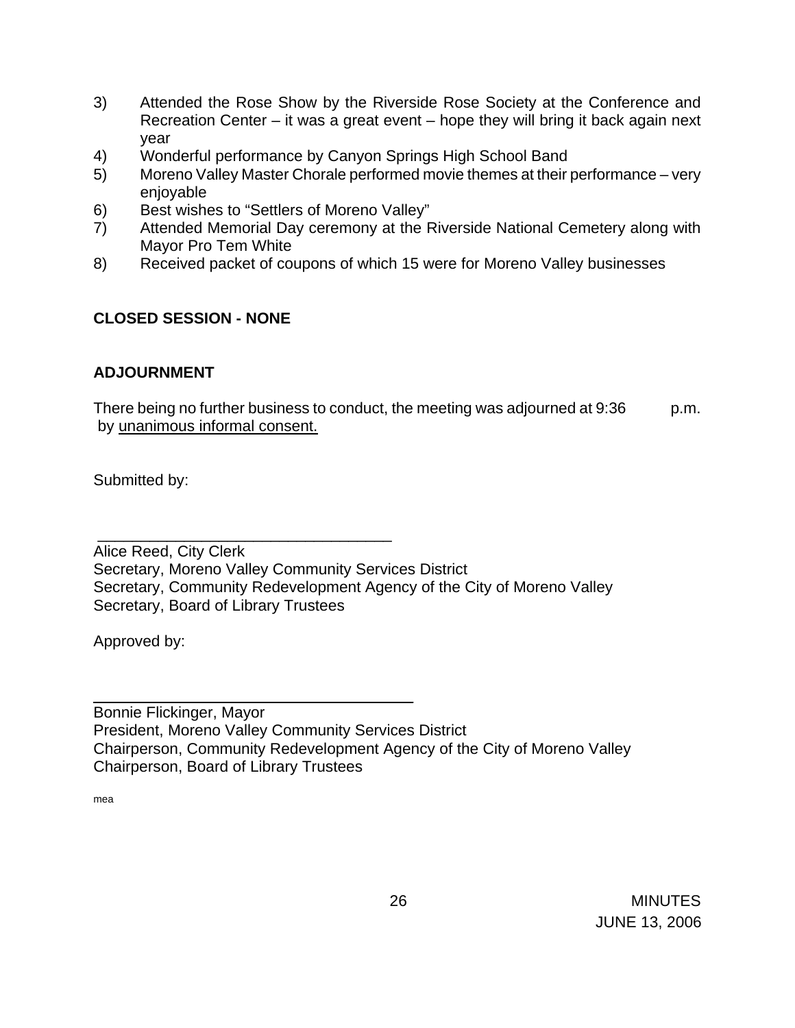3) Attended the Rose Show by the Riverside Rose Society at the Conference and Recreation Center – it was a great event – hope they will bring it back again next year
4) Wonderful performance by Canyon Springs High School Band
5) Moreno Valley Master Chorale performed movie themes at their performance – very enjoyable
6) Best wishes to "Settlers of Moreno Valley"
7) Attended Memorial Day ceremony at the Riverside National Cemetery along with Mayor Pro Tem White
8) Received packet of coupons of which 15 were for Moreno Valley businesses

**CLOSED SESSION - NONE**

**ADJOURNMENT**

There being no further business to conduct, the meeting was adjourned at 9:36 p.m. by unanimous informal consent.

Submitted by:

\_\_\_\_\_\_\_\_\_\_\_\_\_\_\_\_\_\_\_\_\_\_\_\_\_\_\_\_\_\_\_\_\_\_\_

Alice Reed, City Clerk
Secretary, Moreno Valley Community Services District
Secretary, Community Redevelopment Agency of the City of Moreno Valley
Secretary, Board of Library Trustees

Approved by:

\_\_\_\_\_\_\_\_\_\_\_\_\_\_\_\_\_\_\_\_\_\_\_\_\_\_\_\_\_\_\_\_\_\_\_

Bonnie Flickinger, Mayor
President, Moreno Valley Community Services District
Chairperson, Community Redevelopment Agency of the City of Moreno Valley
Chairperson, Board of Library Trustees

mea